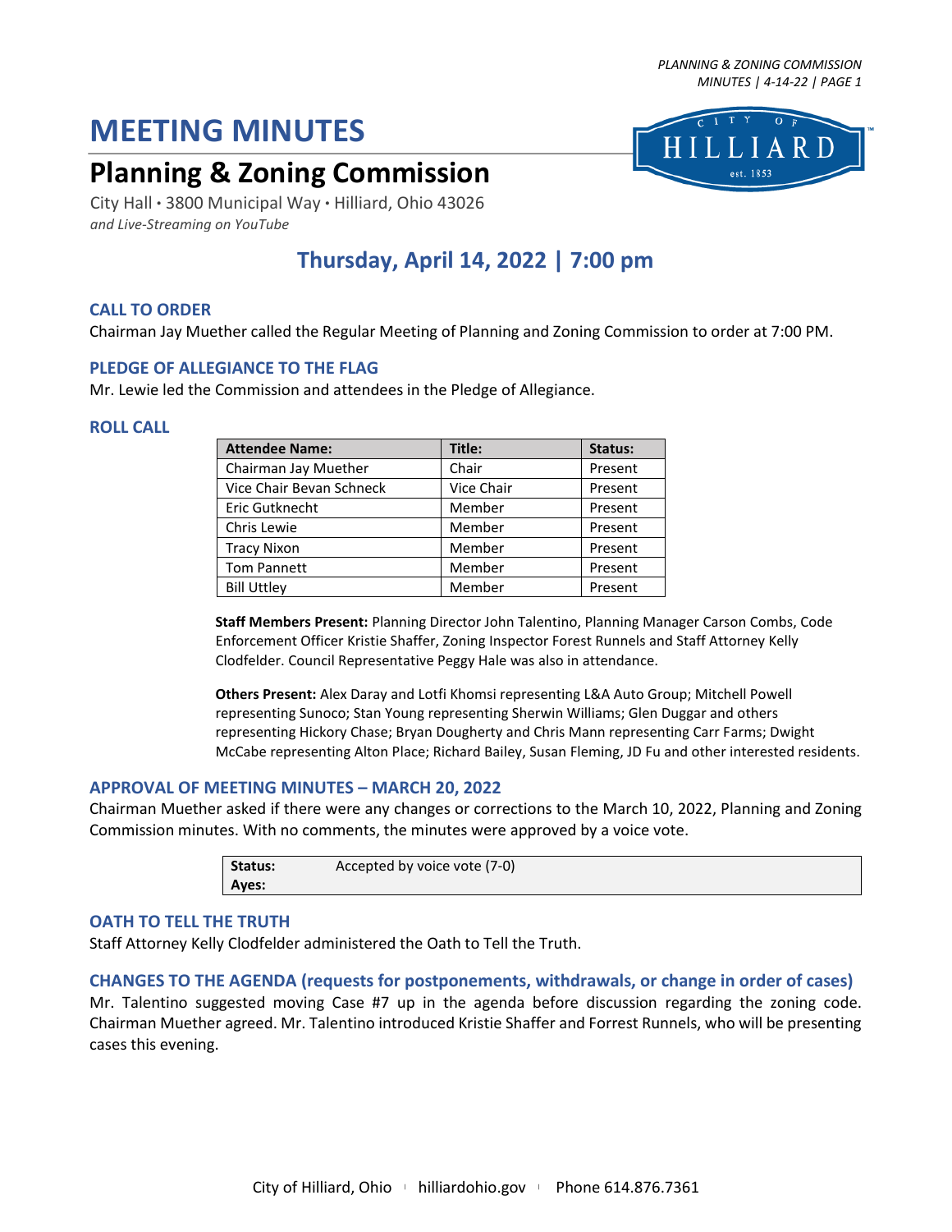# MEETING MINUTES

## Planning & Zoning Commission

City Hall • 3800 Municipal Way • Hilliard, Ohio 43026
*and Live-Streaming on YouTube*

### Thursday, April 14, 2022 | 7:00 pm

### CALL TO ORDER

Chairman Jay Muether called the Regular Meeting of Planning and Zoning Commission to order at 7:00 PM.

### PLEDGE OF ALLEGIANCE TO THE FLAG

Mr. Lewie led the Commission and attendees in the Pledge of Allegiance.

### ROLL CALL

| Attendee Name: | Title: | Status: |
|---|---|---|
| Chairman Jay Muether | Chair | Present |
| Vice Chair Bevan Schneck | Vice Chair | Present |
| Eric Gutknecht | Member | Present |
| Chris Lewie | Member | Present |
| Tracy Nixon | Member | Present |
| Tom Pannett | Member | Present |
| Bill Uttley | Member | Present |

**Staff Members Present:** Planning Director John Talentino, Planning Manager Carson Combs, Code Enforcement Officer Kristie Shaffer, Zoning Inspector Forest Runnels and Staff Attorney Kelly Clodfelder. Council Representative Peggy Hale was also in attendance.

**Others Present:** Alex Daray and Lotfi Khomsi representing L&A Auto Group; Mitchell Powell representing Sunoco; Stan Young representing Sherwin Williams; Glen Duggar and others representing Hickory Chase; Bryan Dougherty and Chris Mann representing Carr Farms; Dwight McCabe representing Alton Place; Richard Bailey, Susan Fleming, JD Fu and other interested residents.

### APPROVAL OF MEETING MINUTES – MARCH 20, 2022

Chairman Muether asked if there were any changes or corrections to the March 10, 2022, Planning and Zoning Commission minutes. With no comments, the minutes were approved by a voice vote.

| **Status:** | Accepted by voice vote (7-0) |
|---|---|
| **Ayes:** | |

### OATH TO TELL THE TRUTH

Staff Attorney Kelly Clodfelder administered the Oath to Tell the Truth.

### CHANGES TO THE AGENDA (requests for postponements, withdrawals, or change in order of cases)

Mr. Talentino suggested moving Case #7 up in the agenda before discussion regarding the zoning code. Chairman Muether agreed. Mr. Talentino introduced Kristie Shaffer and Forrest Runnels, who will be presenting cases this evening.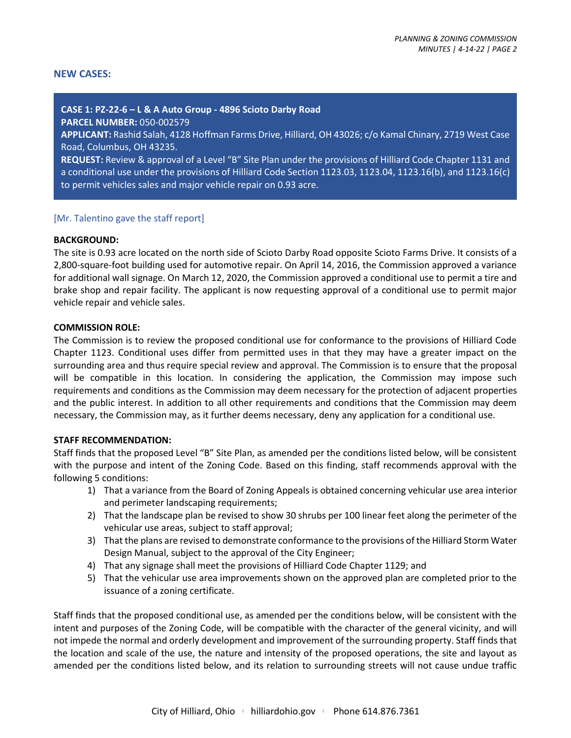## NEW CASES:

**CASE 1: PZ-22-6 – L & A Auto Group - 4896 Scioto Darby Road**
**PARCEL NUMBER:** 050-002579
**APPLICANT:** Rashid Salah, 4128 Hoffman Farms Drive, Hilliard, OH 43026; c/o Kamal Chinary, 2719 West Case Road, Columbus, OH 43235.
**REQUEST:** Review & approval of a Level "B" Site Plan under the provisions of Hilliard Code Chapter 1131 and a conditional use under the provisions of Hilliard Code Section 1123.03, 1123.04, 1123.16(b), and 1123.16(c) to permit vehicles sales and major vehicle repair on 0.93 acre.

[Mr. Talentino gave the staff report]

**BACKGROUND:**
The site is 0.93 acre located on the north side of Scioto Darby Road opposite Scioto Farms Drive. It consists of a 2,800-square-foot building used for automotive repair. On April 14, 2016, the Commission approved a variance for additional wall signage. On March 12, 2020, the Commission approved a conditional use to permit a tire and brake shop and repair facility. The applicant is now requesting approval of a conditional use to permit major vehicle repair and vehicle sales.

**COMMISSION ROLE:**
The Commission is to review the proposed conditional use for conformance to the provisions of Hilliard Code Chapter 1123. Conditional uses differ from permitted uses in that they may have a greater impact on the surrounding area and thus require special review and approval. The Commission is to ensure that the proposal will be compatible in this location. In considering the application, the Commission may impose such requirements and conditions as the Commission may deem necessary for the protection of adjacent properties and the public interest. In addition to all other requirements and conditions that the Commission may deem necessary, the Commission may, as it further deems necessary, deny any application for a conditional use.

**STAFF RECOMMENDATION:**
Staff finds that the proposed Level "B" Site Plan, as amended per the conditions listed below, will be consistent with the purpose and intent of the Zoning Code. Based on this finding, staff recommends approval with the following 5 conditions:

1) That a variance from the Board of Zoning Appeals is obtained concerning vehicular use area interior and perimeter landscaping requirements;
2) That the landscape plan be revised to show 30 shrubs per 100 linear feet along the perimeter of the vehicular use areas, subject to staff approval;
3) That the plans are revised to demonstrate conformance to the provisions of the Hilliard Storm Water Design Manual, subject to the approval of the City Engineer;
4) That any signage shall meet the provisions of Hilliard Code Chapter 1129; and
5) That the vehicular use area improvements shown on the approved plan are completed prior to the issuance of a zoning certificate.

Staff finds that the proposed conditional use, as amended per the conditions below, will be consistent with the intent and purposes of the Zoning Code, will be compatible with the character of the general vicinity, and will not impede the normal and orderly development and improvement of the surrounding property. Staff finds that the location and scale of the use, the nature and intensity of the proposed operations, the site and layout as amended per the conditions listed below, and its relation to surrounding streets will not cause undue traffic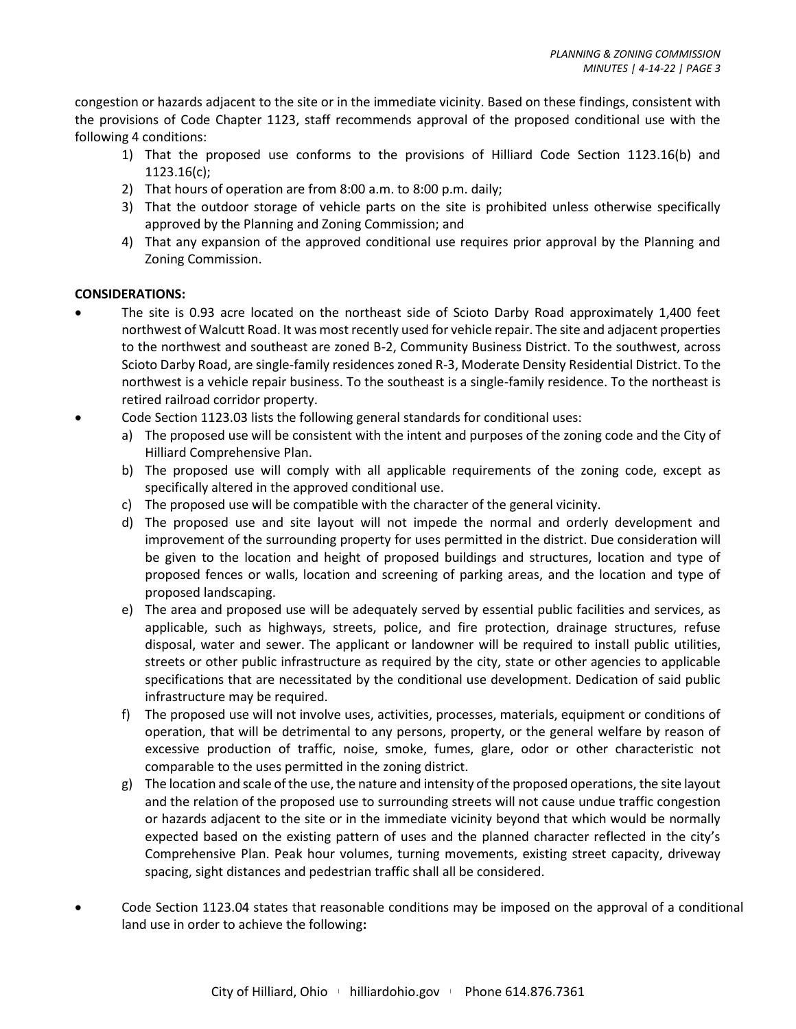congestion or hazards adjacent to the site or in the immediate vicinity. Based on these findings, consistent with the provisions of Code Chapter 1123, staff recommends approval of the proposed conditional use with the following 4 conditions:

1) That the proposed use conforms to the provisions of Hilliard Code Section 1123.16(b) and 1123.16(c);
2) That hours of operation are from 8:00 a.m. to 8:00 p.m. daily;
3) That the outdoor storage of vehicle parts on the site is prohibited unless otherwise specifically approved by the Planning and Zoning Commission; and
4) That any expansion of the approved conditional use requires prior approval by the Planning and Zoning Commission.

**CONSIDERATIONS:**

- The site is 0.93 acre located on the northeast side of Scioto Darby Road approximately 1,400 feet northwest of Walcutt Road. It was most recently used for vehicle repair. The site and adjacent properties to the northwest and southeast are zoned B-2, Community Business District. To the southwest, across Scioto Darby Road, are single-family residences zoned R-3, Moderate Density Residential District. To the northwest is a vehicle repair business. To the southeast is a single-family residence. To the northeast is retired railroad corridor property.
- Code Section 1123.03 lists the following general standards for conditional uses:
  a) The proposed use will be consistent with the intent and purposes of the zoning code and the City of Hilliard Comprehensive Plan.
  b) The proposed use will comply with all applicable requirements of the zoning code, except as specifically altered in the approved conditional use.
  c) The proposed use will be compatible with the character of the general vicinity.
  d) The proposed use and site layout will not impede the normal and orderly development and improvement of the surrounding property for uses permitted in the district. Due consideration will be given to the location and height of proposed buildings and structures, location and type of proposed fences or walls, location and screening of parking areas, and the location and type of proposed landscaping.
  e) The area and proposed use will be adequately served by essential public facilities and services, as applicable, such as highways, streets, police, and fire protection, drainage structures, refuse disposal, water and sewer. The applicant or landowner will be required to install public utilities, streets or other public infrastructure as required by the city, state or other agencies to applicable specifications that are necessitated by the conditional use development. Dedication of said public infrastructure may be required.
  f) The proposed use will not involve uses, activities, processes, materials, equipment or conditions of operation, that will be detrimental to any persons, property, or the general welfare by reason of excessive production of traffic, noise, smoke, fumes, glare, odor or other characteristic not comparable to the uses permitted in the zoning district.
  g) The location and scale of the use, the nature and intensity of the proposed operations, the site layout and the relation of the proposed use to surrounding streets will not cause undue traffic congestion or hazards adjacent to the site or in the immediate vicinity beyond that which would be normally expected based on the existing pattern of uses and the planned character reflected in the city's Comprehensive Plan. Peak hour volumes, turning movements, existing street capacity, driveway spacing, sight distances and pedestrian traffic shall all be considered.
- Code Section 1123.04 states that reasonable conditions may be imposed on the approval of a conditional land use in order to achieve the following: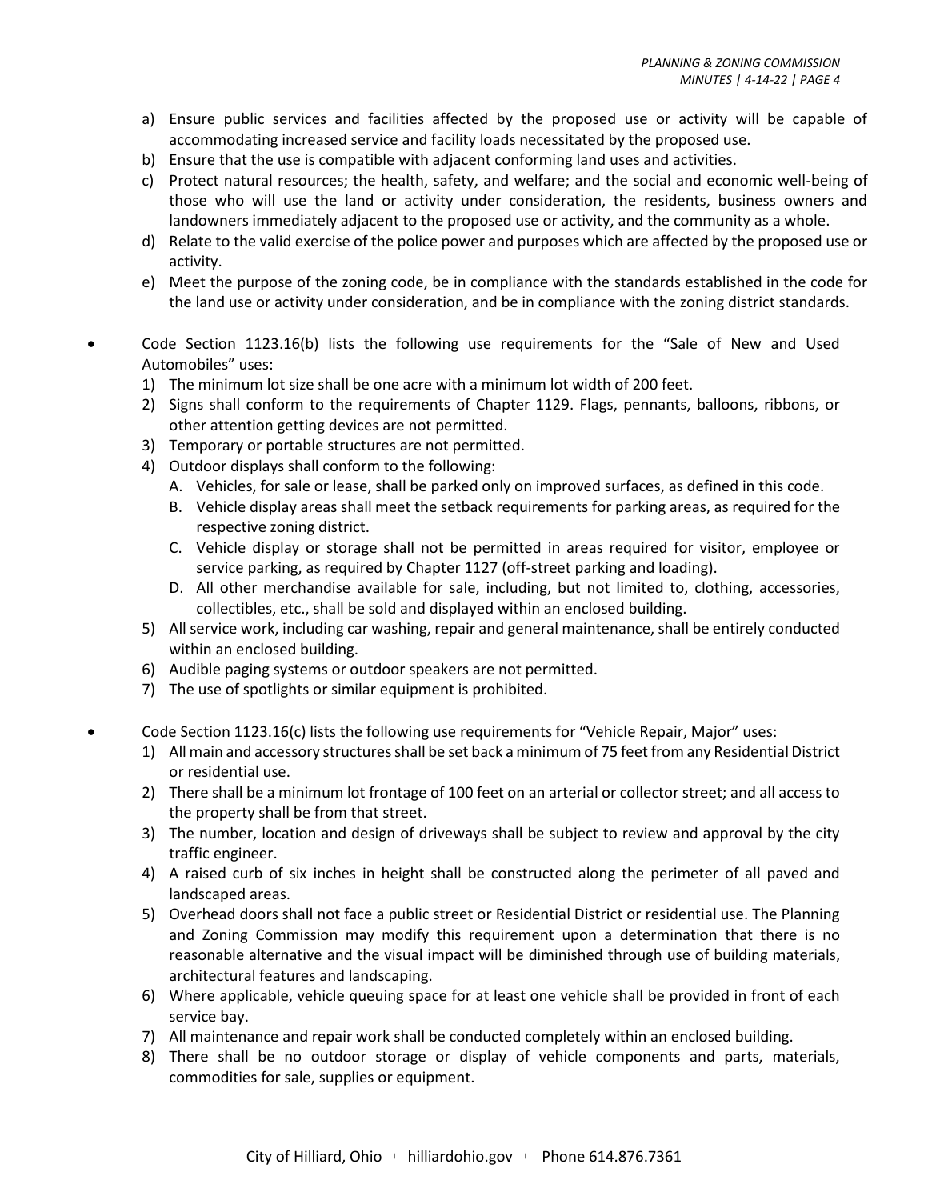a) Ensure public services and facilities affected by the proposed use or activity will be capable of accommodating increased service and facility loads necessitated by the proposed use.
b) Ensure that the use is compatible with adjacent conforming land uses and activities.
c) Protect natural resources; the health, safety, and welfare; and the social and economic well-being of those who will use the land or activity under consideration, the residents, business owners and landowners immediately adjacent to the proposed use or activity, and the community as a whole.
d) Relate to the valid exercise of the police power and purposes which are affected by the proposed use or activity.
e) Meet the purpose of the zoning code, be in compliance with the standards established in the code for the land use or activity under consideration, and be in compliance with the zoning district standards.

- Code Section 1123.16(b) lists the following use requirements for the "Sale of New and Used Automobiles" uses:
  1) The minimum lot size shall be one acre with a minimum lot width of 200 feet.
  2) Signs shall conform to the requirements of Chapter 1129. Flags, pennants, balloons, ribbons, or other attention getting devices are not permitted.
  3) Temporary or portable structures are not permitted.
  4) Outdoor displays shall conform to the following:
     A. Vehicles, for sale or lease, shall be parked only on improved surfaces, as defined in this code.
     B. Vehicle display areas shall meet the setback requirements for parking areas, as required for the respective zoning district.
     C. Vehicle display or storage shall not be permitted in areas required for visitor, employee or service parking, as required by Chapter 1127 (off-street parking and loading).
     D. All other merchandise available for sale, including, but not limited to, clothing, accessories, collectibles, etc., shall be sold and displayed within an enclosed building.
  5) All service work, including car washing, repair and general maintenance, shall be entirely conducted within an enclosed building.
  6) Audible paging systems or outdoor speakers are not permitted.
  7) The use of spotlights or similar equipment is prohibited.

- Code Section 1123.16(c) lists the following use requirements for "Vehicle Repair, Major" uses:
  1) All main and accessory structures shall be set back a minimum of 75 feet from any Residential District or residential use.
  2) There shall be a minimum lot frontage of 100 feet on an arterial or collector street; and all access to the property shall be from that street.
  3) The number, location and design of driveways shall be subject to review and approval by the city traffic engineer.
  4) A raised curb of six inches in height shall be constructed along the perimeter of all paved and landscaped areas.
  5) Overhead doors shall not face a public street or Residential District or residential use. The Planning and Zoning Commission may modify this requirement upon a determination that there is no reasonable alternative and the visual impact will be diminished through use of building materials, architectural features and landscaping.
  6) Where applicable, vehicle queuing space for at least one vehicle shall be provided in front of each service bay.
  7) All maintenance and repair work shall be conducted completely within an enclosed building.
  8) There shall be no outdoor storage or display of vehicle components and parts, materials, commodities for sale, supplies or equipment.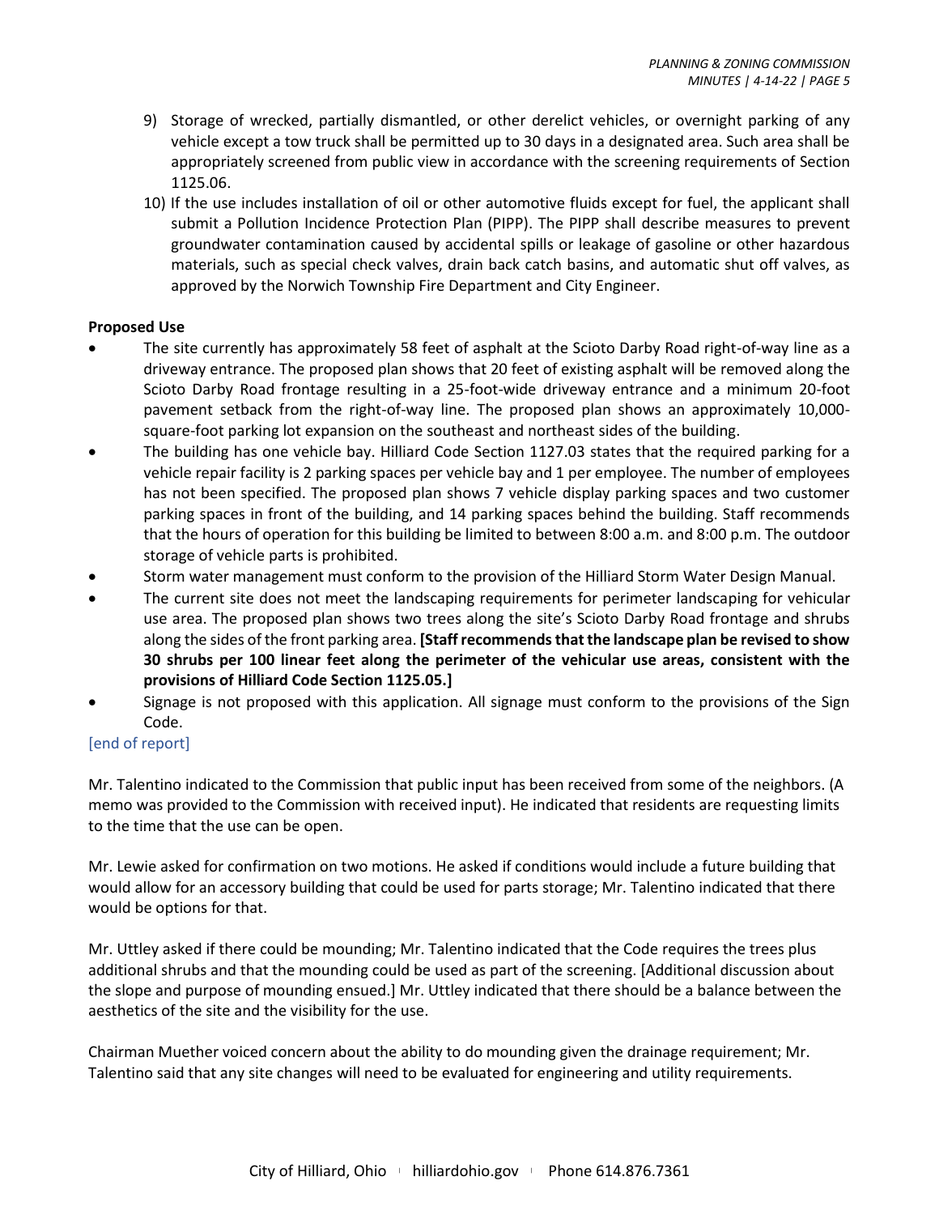9) Storage of wrecked, partially dismantled, or other derelict vehicles, or overnight parking of any vehicle except a tow truck shall be permitted up to 30 days in a designated area. Such area shall be appropriately screened from public view in accordance with the screening requirements of Section 1125.06.
10) If the use includes installation of oil or other automotive fluids except for fuel, the applicant shall submit a Pollution Incidence Protection Plan (PIPP). The PIPP shall describe measures to prevent groundwater contamination caused by accidental spills or leakage of gasoline or other hazardous materials, such as special check valves, drain back catch basins, and automatic shut off valves, as approved by the Norwich Township Fire Department and City Engineer.

**Proposed Use**

- The site currently has approximately 58 feet of asphalt at the Scioto Darby Road right-of-way line as a driveway entrance. The proposed plan shows that 20 feet of existing asphalt will be removed along the Scioto Darby Road frontage resulting in a 25-foot-wide driveway entrance and a minimum 20-foot pavement setback from the right-of-way line. The proposed plan shows an approximately 10,000-square-foot parking lot expansion on the southeast and northeast sides of the building.
- The building has one vehicle bay. Hilliard Code Section 1127.03 states that the required parking for a vehicle repair facility is 2 parking spaces per vehicle bay and 1 per employee. The number of employees has not been specified. The proposed plan shows 7 vehicle display parking spaces and two customer parking spaces in front of the building, and 14 parking spaces behind the building. Staff recommends that the hours of operation for this building be limited to between 8:00 a.m. and 8:00 p.m. The outdoor storage of vehicle parts is prohibited.
- Storm water management must conform to the provision of the Hilliard Storm Water Design Manual.
- The current site does not meet the landscaping requirements for perimeter landscaping for vehicular use area. The proposed plan shows two trees along the site's Scioto Darby Road frontage and shrubs along the sides of the front parking area. **[Staff recommends that the landscape plan be revised to show 30 shrubs per 100 linear feet along the perimeter of the vehicular use areas, consistent with the provisions of Hilliard Code Section 1125.05.]**
- Signage is not proposed with this application. All signage must conform to the provisions of the Sign Code.

[end of report]

Mr. Talentino indicated to the Commission that public input has been received from some of the neighbors. (A memo was provided to the Commission with received input). He indicated that residents are requesting limits to the time that the use can be open.

Mr. Lewie asked for confirmation on two motions. He asked if conditions would include a future building that would allow for an accessory building that could be used for parts storage; Mr. Talentino indicated that there would be options for that.

Mr. Uttley asked if there could be mounding; Mr. Talentino indicated that the Code requires the trees plus additional shrubs and that the mounding could be used as part of the screening. [Additional discussion about the slope and purpose of mounding ensued.] Mr. Uttley indicated that there should be a balance between the aesthetics of the site and the visibility for the use.

Chairman Muether voiced concern about the ability to do mounding given the drainage requirement; Mr. Talentino said that any site changes will need to be evaluated for engineering and utility requirements.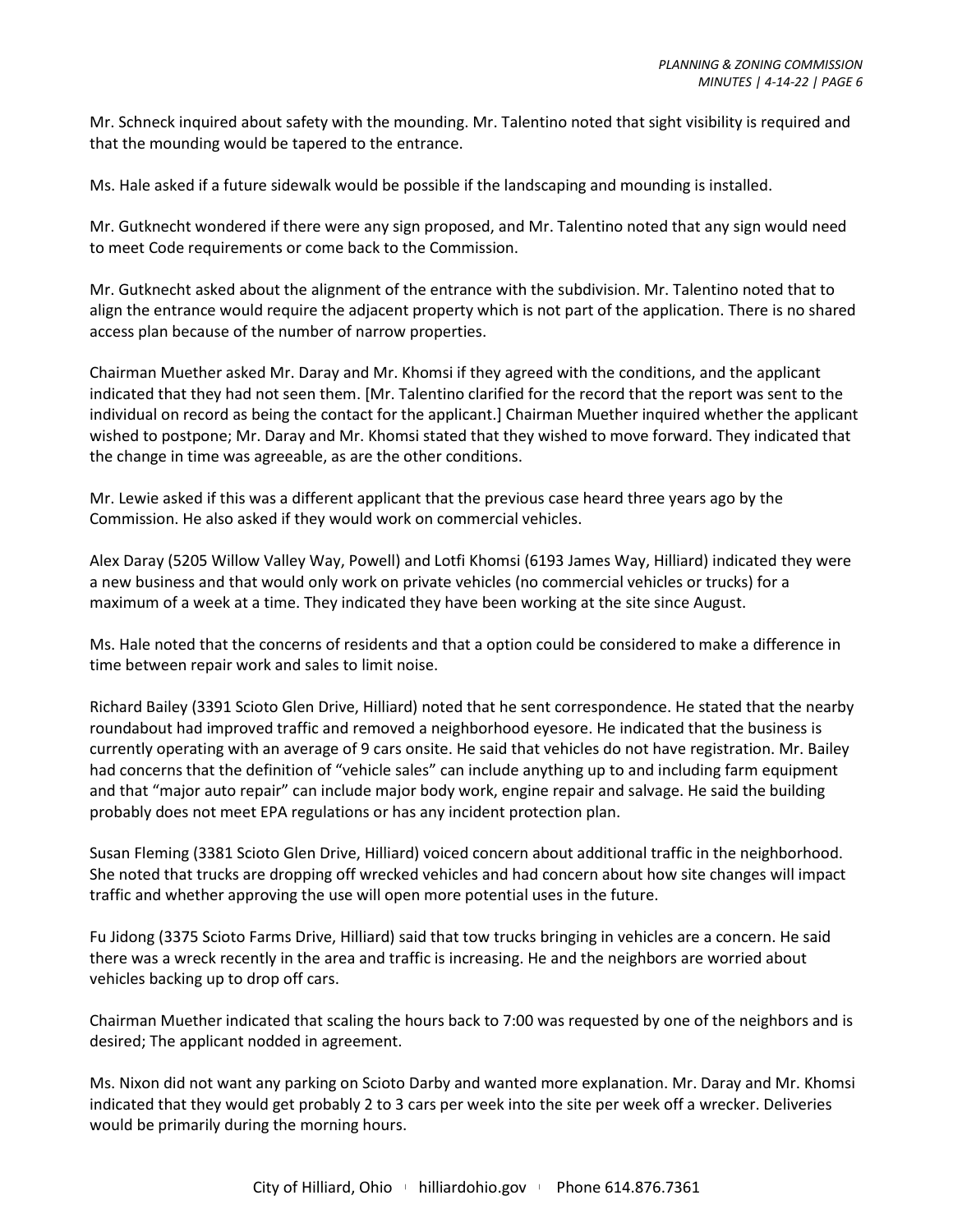Mr. Schneck inquired about safety with the mounding. Mr. Talentino noted that sight visibility is required and that the mounding would be tapered to the entrance.

Ms. Hale asked if a future sidewalk would be possible if the landscaping and mounding is installed.

Mr. Gutknecht wondered if there were any sign proposed, and Mr. Talentino noted that any sign would need to meet Code requirements or come back to the Commission.

Mr. Gutknecht asked about the alignment of the entrance with the subdivision. Mr. Talentino noted that to align the entrance would require the adjacent property which is not part of the application. There is no shared access plan because of the number of narrow properties.

Chairman Muether asked Mr. Daray and Mr. Khomsi if they agreed with the conditions, and the applicant indicated that they had not seen them. [Mr. Talentino clarified for the record that the report was sent to the individual on record as being the contact for the applicant.] Chairman Muether inquired whether the applicant wished to postpone; Mr. Daray and Mr. Khomsi stated that they wished to move forward. They indicated that the change in time was agreeable, as are the other conditions.

Mr. Lewie asked if this was a different applicant that the previous case heard three years ago by the Commission. He also asked if they would work on commercial vehicles.

Alex Daray (5205 Willow Valley Way, Powell) and Lotfi Khomsi (6193 James Way, Hilliard) indicated they were a new business and that would only work on private vehicles (no commercial vehicles or trucks) for a maximum of a week at a time. They indicated they have been working at the site since August.

Ms. Hale noted that the concerns of residents and that a option could be considered to make a difference in time between repair work and sales to limit noise.

Richard Bailey (3391 Scioto Glen Drive, Hilliard) noted that he sent correspondence. He stated that the nearby roundabout had improved traffic and removed a neighborhood eyesore. He indicated that the business is currently operating with an average of 9 cars onsite. He said that vehicles do not have registration. Mr. Bailey had concerns that the definition of "vehicle sales" can include anything up to and including farm equipment and that "major auto repair" can include major body work, engine repair and salvage. He said the building probably does not meet EPA regulations or has any incident protection plan.

Susan Fleming (3381 Scioto Glen Drive, Hilliard) voiced concern about additional traffic in the neighborhood. She noted that trucks are dropping off wrecked vehicles and had concern about how site changes will impact traffic and whether approving the use will open more potential uses in the future.

Fu Jidong (3375 Scioto Farms Drive, Hilliard) said that tow trucks bringing in vehicles are a concern. He said there was a wreck recently in the area and traffic is increasing. He and the neighbors are worried about vehicles backing up to drop off cars.

Chairman Muether indicated that scaling the hours back to 7:00 was requested by one of the neighbors and is desired; The applicant nodded in agreement.

Ms. Nixon did not want any parking on Scioto Darby and wanted more explanation. Mr. Daray and Mr. Khomsi indicated that they would get probably 2 to 3 cars per week into the site per week off a wrecker. Deliveries would be primarily during the morning hours.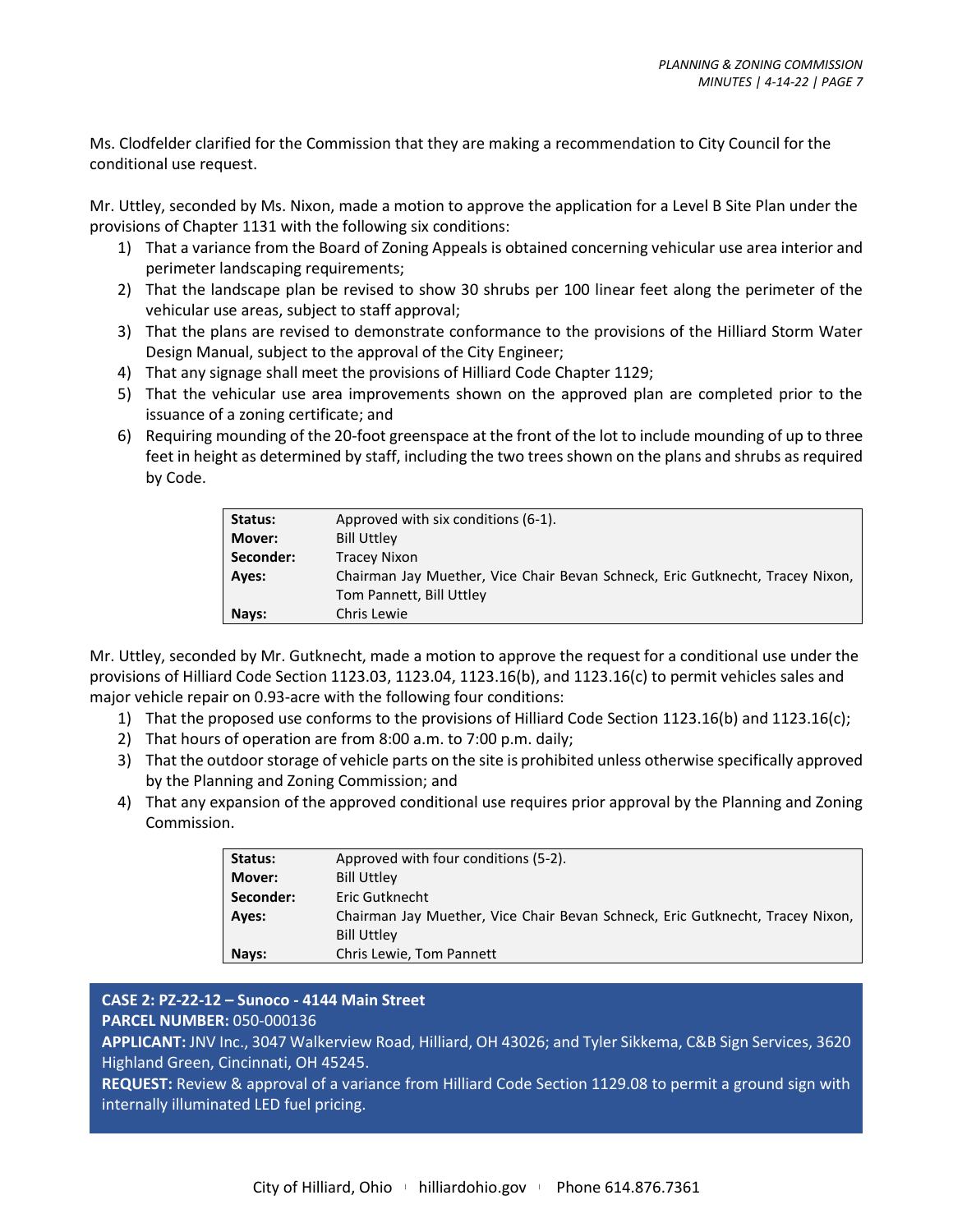Ms. Clodfelder clarified for the Commission that they are making a recommendation to City Council for the conditional use request.

Mr. Uttley, seconded by Ms. Nixon, made a motion to approve the application for a Level B Site Plan under the provisions of Chapter 1131 with the following six conditions:

1) That a variance from the Board of Zoning Appeals is obtained concerning vehicular use area interior and perimeter landscaping requirements;
2) That the landscape plan be revised to show 30 shrubs per 100 linear feet along the perimeter of the vehicular use areas, subject to staff approval;
3) That the plans are revised to demonstrate conformance to the provisions of the Hilliard Storm Water Design Manual, subject to the approval of the City Engineer;
4) That any signage shall meet the provisions of Hilliard Code Chapter 1129;
5) That the vehicular use area improvements shown on the approved plan are completed prior to the issuance of a zoning certificate; and
6) Requiring mounding of the 20-foot greenspace at the front of the lot to include mounding of up to three feet in height as determined by staff, including the two trees shown on the plans and shrubs as required by Code.

| | |
|---|---|
| **Status:** | Approved with six conditions (6-1). |
| **Mover:** | Bill Uttley |
| **Seconder:** | Tracey Nixon |
| **Ayes:** | Chairman Jay Muether, Vice Chair Bevan Schneck, Eric Gutknecht, Tracey Nixon, Tom Pannett, Bill Uttley |
| **Nays:** | Chris Lewie |

Mr. Uttley, seconded by Mr. Gutknecht, made a motion to approve the request for a conditional use under the provisions of Hilliard Code Section 1123.03, 1123.04, 1123.16(b), and 1123.16(c) to permit vehicles sales and major vehicle repair on 0.93-acre with the following four conditions:

1) That the proposed use conforms to the provisions of Hilliard Code Section 1123.16(b) and 1123.16(c);
2) That hours of operation are from 8:00 a.m. to 7:00 p.m. daily;
3) That the outdoor storage of vehicle parts on the site is prohibited unless otherwise specifically approved by the Planning and Zoning Commission; and
4) That any expansion of the approved conditional use requires prior approval by the Planning and Zoning Commission.

| | |
|---|---|
| **Status:** | Approved with four conditions (5-2). |
| **Mover:** | Bill Uttley |
| **Seconder:** | Eric Gutknecht |
| **Ayes:** | Chairman Jay Muether, Vice Chair Bevan Schneck, Eric Gutknecht, Tracey Nixon, Bill Uttley |
| **Nays:** | Chris Lewie, Tom Pannett |

**CASE 2: PZ-22-12 – Sunoco - 4144 Main Street**
**PARCEL NUMBER:** 050-000136
**APPLICANT:** JNV Inc., 3047 Walkerview Road, Hilliard, OH 43026; and Tyler Sikkema, C&B Sign Services, 3620 Highland Green, Cincinnati, OH 45245.
**REQUEST:** Review & approval of a variance from Hilliard Code Section 1129.08 to permit a ground sign with internally illuminated LED fuel pricing.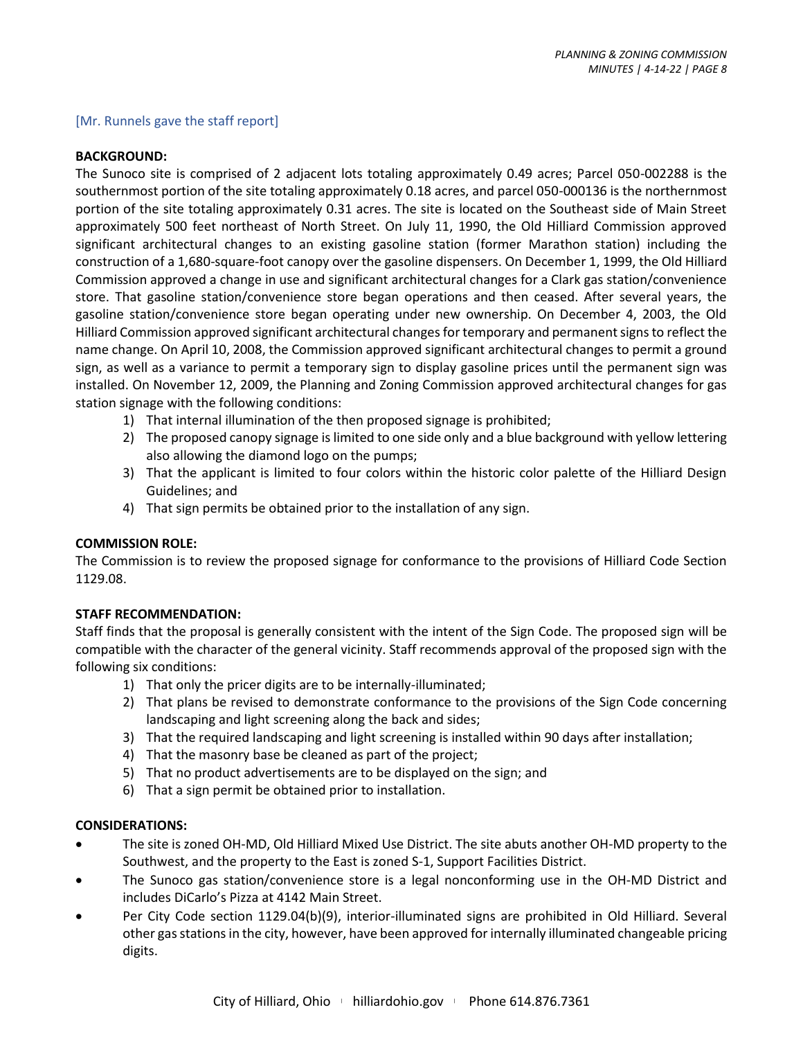[Mr. Runnels gave the staff report]

**BACKGROUND:**

The Sunoco site is comprised of 2 adjacent lots totaling approximately 0.49 acres; Parcel 050-002288 is the southernmost portion of the site totaling approximately 0.18 acres, and parcel 050-000136 is the northernmost portion of the site totaling approximately 0.31 acres. The site is located on the Southeast side of Main Street approximately 500 feet northeast of North Street. On July 11, 1990, the Old Hilliard Commission approved significant architectural changes to an existing gasoline station (former Marathon station) including the construction of a 1,680-square-foot canopy over the gasoline dispensers. On December 1, 1999, the Old Hilliard Commission approved a change in use and significant architectural changes for a Clark gas station/convenience store. That gasoline station/convenience store began operations and then ceased. After several years, the gasoline station/convenience store began operating under new ownership. On December 4, 2003, the Old Hilliard Commission approved significant architectural changes for temporary and permanent signs to reflect the name change. On April 10, 2008, the Commission approved significant architectural changes to permit a ground sign, as well as a variance to permit a temporary sign to display gasoline prices until the permanent sign was installed. On November 12, 2009, the Planning and Zoning Commission approved architectural changes for gas station signage with the following conditions:

1) That internal illumination of the then proposed signage is prohibited;
2) The proposed canopy signage is limited to one side only and a blue background with yellow lettering also allowing the diamond logo on the pumps;
3) That the applicant is limited to four colors within the historic color palette of the Hilliard Design Guidelines; and
4) That sign permits be obtained prior to the installation of any sign.

**COMMISSION ROLE:**

The Commission is to review the proposed signage for conformance to the provisions of Hilliard Code Section 1129.08.

**STAFF RECOMMENDATION:**

Staff finds that the proposal is generally consistent with the intent of the Sign Code. The proposed sign will be compatible with the character of the general vicinity. Staff recommends approval of the proposed sign with the following six conditions:

1) That only the pricer digits are to be internally-illuminated;
2) That plans be revised to demonstrate conformance to the provisions of the Sign Code concerning landscaping and light screening along the back and sides;
3) That the required landscaping and light screening is installed within 90 days after installation;
4) That the masonry base be cleaned as part of the project;
5) That no product advertisements are to be displayed on the sign; and
6) That a sign permit be obtained prior to installation.

**CONSIDERATIONS:**

- The site is zoned OH-MD, Old Hilliard Mixed Use District. The site abuts another OH-MD property to the Southwest, and the property to the East is zoned S-1, Support Facilities District.
- The Sunoco gas station/convenience store is a legal nonconforming use in the OH-MD District and includes DiCarlo's Pizza at 4142 Main Street.
- Per City Code section 1129.04(b)(9), interior-illuminated signs are prohibited in Old Hilliard. Several other gas stations in the city, however, have been approved for internally illuminated changeable pricing digits.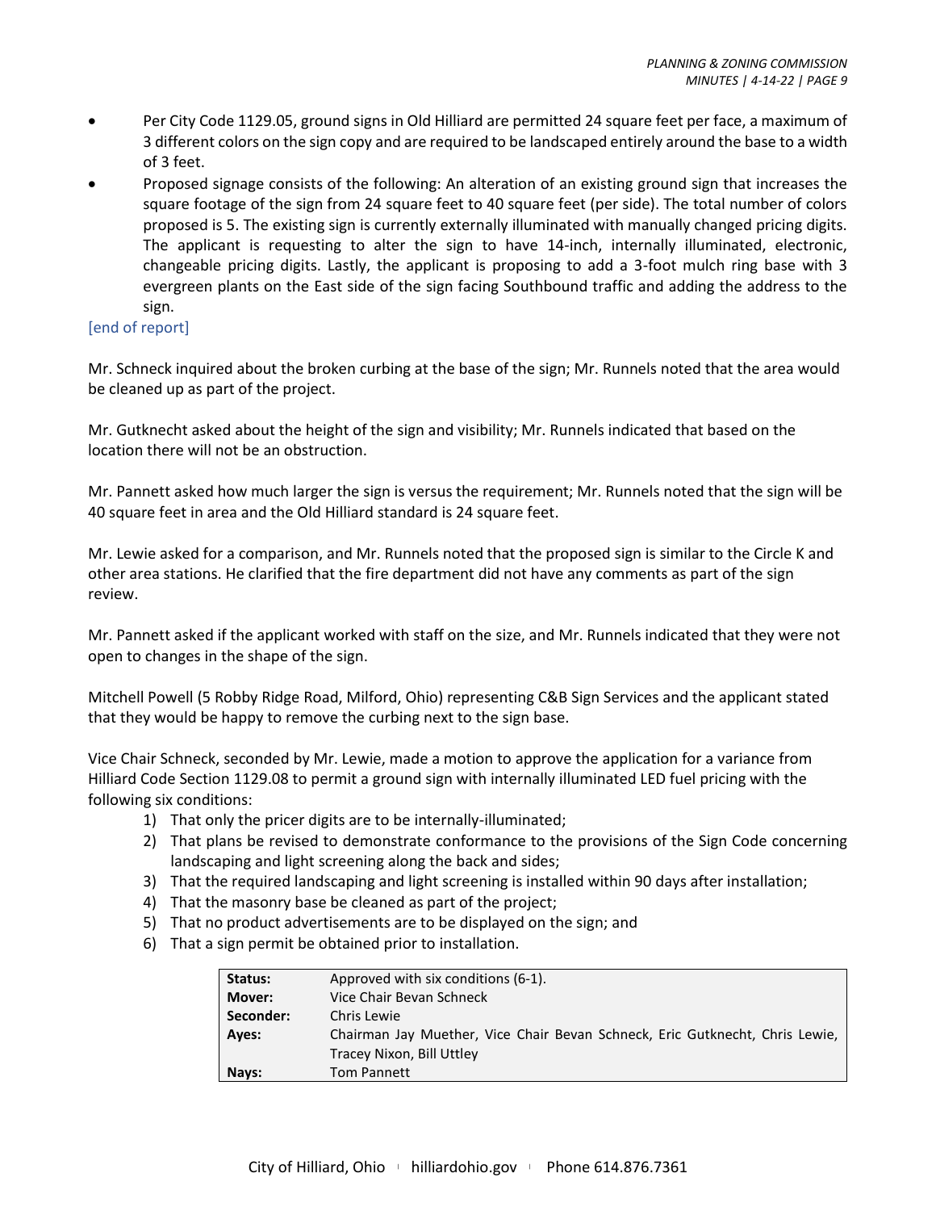- Per City Code 1129.05, ground signs in Old Hilliard are permitted 24 square feet per face, a maximum of 3 different colors on the sign copy and are required to be landscaped entirely around the base to a width of 3 feet.
- Proposed signage consists of the following: An alteration of an existing ground sign that increases the square footage of the sign from 24 square feet to 40 square feet (per side). The total number of colors proposed is 5. The existing sign is currently externally illuminated with manually changed pricing digits. The applicant is requesting to alter the sign to have 14-inch, internally illuminated, electronic, changeable pricing digits. Lastly, the applicant is proposing to add a 3-foot mulch ring base with 3 evergreen plants on the East side of the sign facing Southbound traffic and adding the address to the sign.

[end of report]

Mr. Schneck inquired about the broken curbing at the base of the sign; Mr. Runnels noted that the area would be cleaned up as part of the project.

Mr. Gutknecht asked about the height of the sign and visibility; Mr. Runnels indicated that based on the location there will not be an obstruction.

Mr. Pannett asked how much larger the sign is versus the requirement; Mr. Runnels noted that the sign will be 40 square feet in area and the Old Hilliard standard is 24 square feet.

Mr. Lewie asked for a comparison, and Mr. Runnels noted that the proposed sign is similar to the Circle K and other area stations. He clarified that the fire department did not have any comments as part of the sign review.

Mr. Pannett asked if the applicant worked with staff on the size, and Mr. Runnels indicated that they were not open to changes in the shape of the sign.

Mitchell Powell (5 Robby Ridge Road, Milford, Ohio) representing C&B Sign Services and the applicant stated that they would be happy to remove the curbing next to the sign base.

Vice Chair Schneck, seconded by Mr. Lewie, made a motion to approve the application for a variance from Hilliard Code Section 1129.08 to permit a ground sign with internally illuminated LED fuel pricing with the following six conditions:

1) That only the pricer digits are to be internally-illuminated;
2) That plans be revised to demonstrate conformance to the provisions of the Sign Code concerning landscaping and light screening along the back and sides;
3) That the required landscaping and light screening is installed within 90 days after installation;
4) That the masonry base be cleaned as part of the project;
5) That no product advertisements are to be displayed on the sign; and
6) That a sign permit be obtained prior to installation.

| | |
|---|---|
| **Status:** | Approved with six conditions (6-1). |
| **Mover:** | Vice Chair Bevan Schneck |
| **Seconder:** | Chris Lewie |
| **Ayes:** | Chairman Jay Muether, Vice Chair Bevan Schneck, Eric Gutknecht, Chris Lewie, Tracey Nixon, Bill Uttley |
| **Nays:** | Tom Pannett |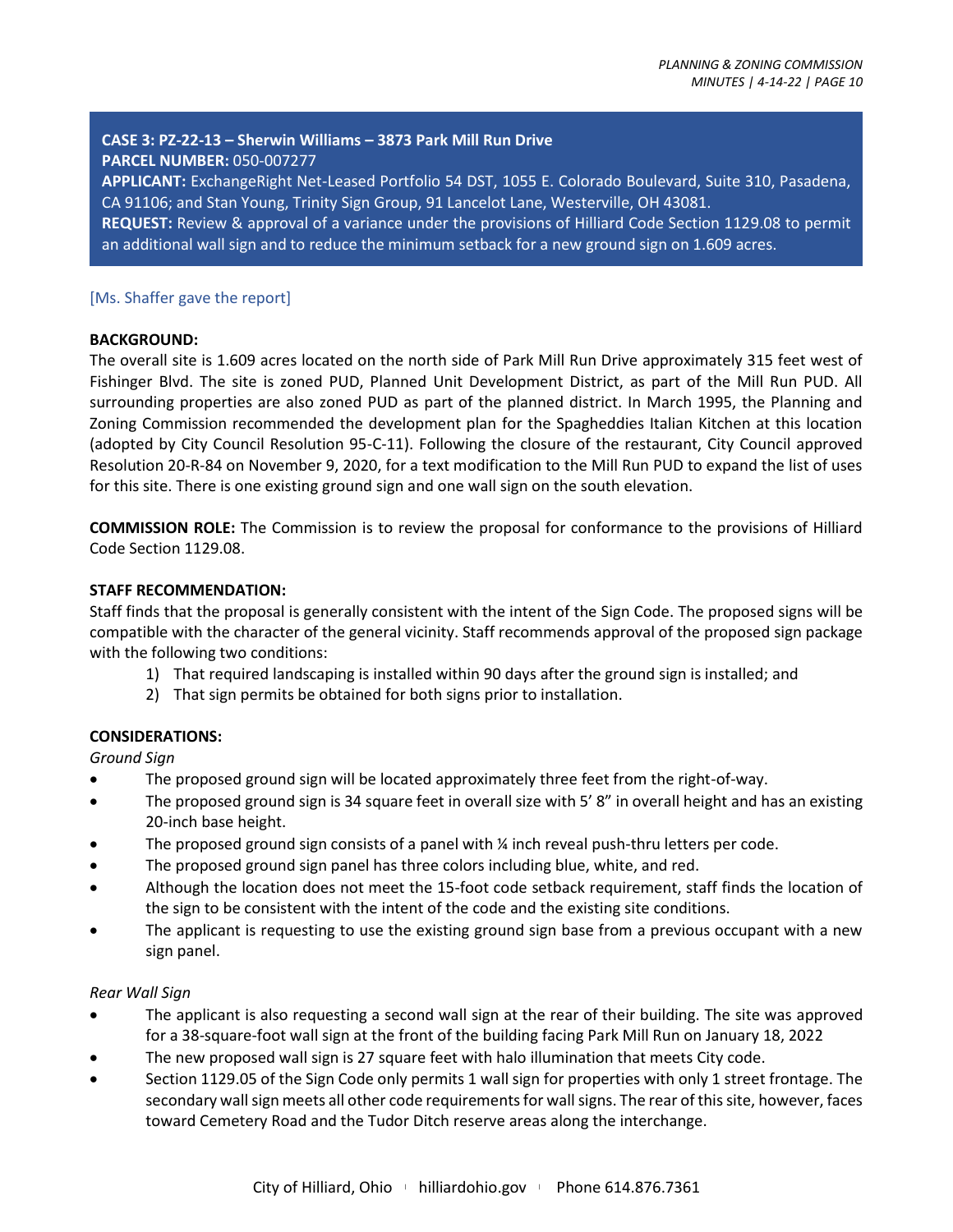**CASE 3: PZ-22-13 – Sherwin Williams – 3873 Park Mill Run Drive**
**PARCEL NUMBER:** 050-007277
**APPLICANT:** ExchangeRight Net-Leased Portfolio 54 DST, 1055 E. Colorado Boulevard, Suite 310, Pasadena, CA 91106; and Stan Young, Trinity Sign Group, 91 Lancelot Lane, Westerville, OH 43081.
**REQUEST:** Review & approval of a variance under the provisions of Hilliard Code Section 1129.08 to permit an additional wall sign and to reduce the minimum setback for a new ground sign on 1.609 acres.

[Ms. Shaffer gave the report]

**BACKGROUND:**
The overall site is 1.609 acres located on the north side of Park Mill Run Drive approximately 315 feet west of Fishinger Blvd. The site is zoned PUD, Planned Unit Development District, as part of the Mill Run PUD. All surrounding properties are also zoned PUD as part of the planned district. In March 1995, the Planning and Zoning Commission recommended the development plan for the Spagheddies Italian Kitchen at this location (adopted by City Council Resolution 95-C-11). Following the closure of the restaurant, City Council approved Resolution 20-R-84 on November 9, 2020, for a text modification to the Mill Run PUD to expand the list of uses for this site. There is one existing ground sign and one wall sign on the south elevation.

**COMMISSION ROLE:** The Commission is to review the proposal for conformance to the provisions of Hilliard Code Section 1129.08.

**STAFF RECOMMENDATION:**
Staff finds that the proposal is generally consistent with the intent of the Sign Code. The proposed signs will be compatible with the character of the general vicinity. Staff recommends approval of the proposed sign package with the following two conditions:

1) That required landscaping is installed within 90 days after the ground sign is installed; and
2) That sign permits be obtained for both signs prior to installation.

**CONSIDERATIONS:**

*Ground Sign*

- The proposed ground sign will be located approximately three feet from the right-of-way.
- The proposed ground sign is 34 square feet in overall size with 5' 8" in overall height and has an existing 20-inch base height.
- The proposed ground sign consists of a panel with ¼ inch reveal push-thru letters per code.
- The proposed ground sign panel has three colors including blue, white, and red.
- Although the location does not meet the 15-foot code setback requirement, staff finds the location of the sign to be consistent with the intent of the code and the existing site conditions.
- The applicant is requesting to use the existing ground sign base from a previous occupant with a new sign panel.

*Rear Wall Sign*

- The applicant is also requesting a second wall sign at the rear of their building. The site was approved for a 38-square-foot wall sign at the front of the building facing Park Mill Run on January 18, 2022
- The new proposed wall sign is 27 square feet with halo illumination that meets City code.
- Section 1129.05 of the Sign Code only permits 1 wall sign for properties with only 1 street frontage. The secondary wall sign meets all other code requirements for wall signs. The rear of this site, however, faces toward Cemetery Road and the Tudor Ditch reserve areas along the interchange.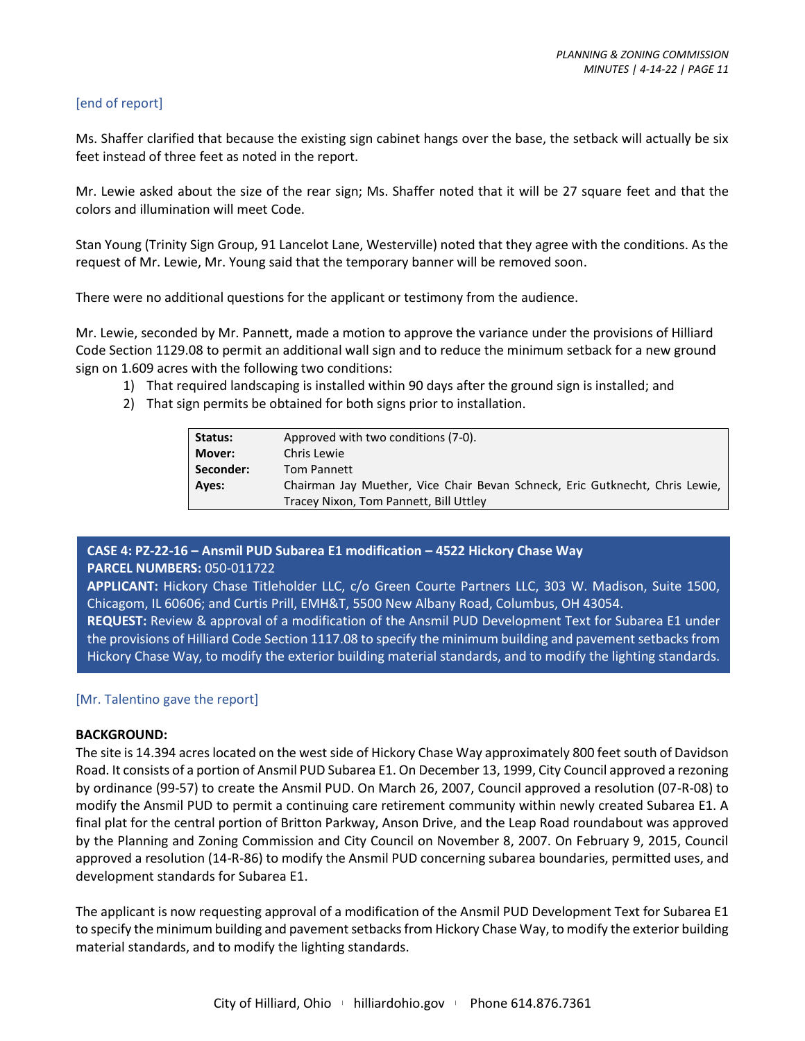[end of report]

Ms. Shaffer clarified that because the existing sign cabinet hangs over the base, the setback will actually be six feet instead of three feet as noted in the report.

Mr. Lewie asked about the size of the rear sign; Ms. Shaffer noted that it will be 27 square feet and that the colors and illumination will meet Code.

Stan Young (Trinity Sign Group, 91 Lancelot Lane, Westerville) noted that they agree with the conditions. As the request of Mr. Lewie, Mr. Young said that the temporary banner will be removed soon.

There were no additional questions for the applicant or testimony from the audience.

Mr. Lewie, seconded by Mr. Pannett, made a motion to approve the variance under the provisions of Hilliard Code Section 1129.08 to permit an additional wall sign and to reduce the minimum setback for a new ground sign on 1.609 acres with the following two conditions:

1) That required landscaping is installed within 90 days after the ground sign is installed; and
2) That sign permits be obtained for both signs prior to installation.

| | |
|---|---|
| **Status:** | Approved with two conditions (7-0). |
| **Mover:** | Chris Lewie |
| **Seconder:** | Tom Pannett |
| **Ayes:** | Chairman Jay Muether, Vice Chair Bevan Schneck, Eric Gutknecht, Chris Lewie, Tracey Nixon, Tom Pannett, Bill Uttley |

**CASE 4: PZ-22-16 – Ansmil PUD Subarea E1 modification – 4522 Hickory Chase Way**
**PARCEL NUMBERS:** 050-011722
**APPLICANT:** Hickory Chase Titleholder LLC, c/o Green Courte Partners LLC, 303 W. Madison, Suite 1500, Chicagom, IL 60606; and Curtis Prill, EMH&T, 5500 New Albany Road, Columbus, OH 43054.
**REQUEST:** Review & approval of a modification of the Ansmil PUD Development Text for Subarea E1 under the provisions of Hilliard Code Section 1117.08 to specify the minimum building and pavement setbacks from Hickory Chase Way, to modify the exterior building material standards, and to modify the lighting standards.

[Mr. Talentino gave the report]

**BACKGROUND:**
The site is 14.394 acres located on the west side of Hickory Chase Way approximately 800 feet south of Davidson Road. It consists of a portion of Ansmil PUD Subarea E1. On December 13, 1999, City Council approved a rezoning by ordinance (99-57) to create the Ansmil PUD. On March 26, 2007, Council approved a resolution (07-R-08) to modify the Ansmil PUD to permit a continuing care retirement community within newly created Subarea E1. A final plat for the central portion of Britton Parkway, Anson Drive, and the Leap Road roundabout was approved by the Planning and Zoning Commission and City Council on November 8, 2007. On February 9, 2015, Council approved a resolution (14-R-86) to modify the Ansmil PUD concerning subarea boundaries, permitted uses, and development standards for Subarea E1.

The applicant is now requesting approval of a modification of the Ansmil PUD Development Text for Subarea E1 to specify the minimum building and pavement setbacks from Hickory Chase Way, to modify the exterior building material standards, and to modify the lighting standards.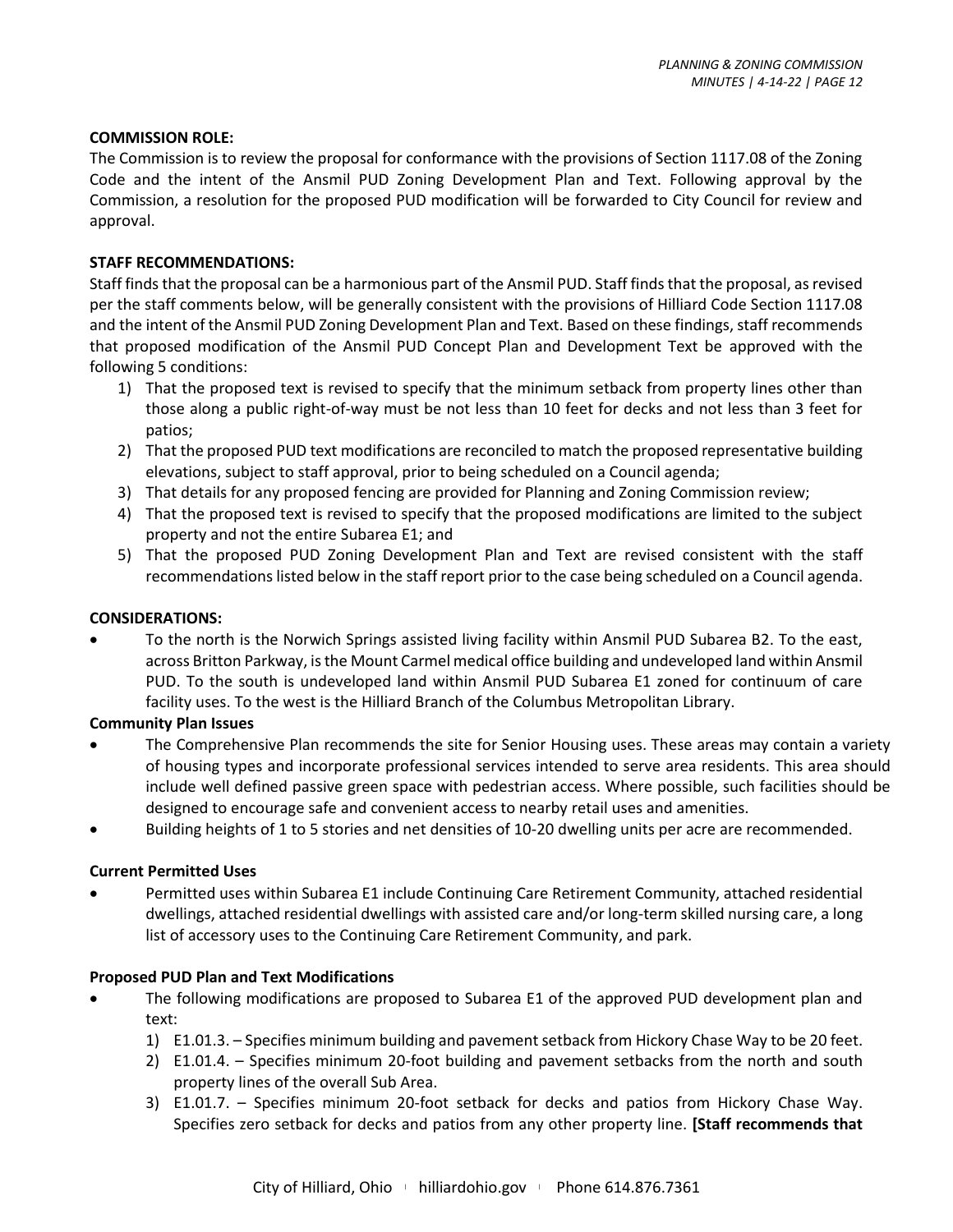**COMMISSION ROLE:**

The Commission is to review the proposal for conformance with the provisions of Section 1117.08 of the Zoning Code and the intent of the Ansmil PUD Zoning Development Plan and Text. Following approval by the Commission, a resolution for the proposed PUD modification will be forwarded to City Council for review and approval.

**STAFF RECOMMENDATIONS:**

Staff finds that the proposal can be a harmonious part of the Ansmil PUD. Staff finds that the proposal, as revised per the staff comments below, will be generally consistent with the provisions of Hilliard Code Section 1117.08 and the intent of the Ansmil PUD Zoning Development Plan and Text. Based on these findings, staff recommends that proposed modification of the Ansmil PUD Concept Plan and Development Text be approved with the following 5 conditions:

1) That the proposed text is revised to specify that the minimum setback from property lines other than those along a public right-of-way must be not less than 10 feet for decks and not less than 3 feet for patios;
2) That the proposed PUD text modifications are reconciled to match the proposed representative building elevations, subject to staff approval, prior to being scheduled on a Council agenda;
3) That details for any proposed fencing are provided for Planning and Zoning Commission review;
4) That the proposed text is revised to specify that the proposed modifications are limited to the subject property and not the entire Subarea E1; and
5) That the proposed PUD Zoning Development Plan and Text are revised consistent with the staff recommendations listed below in the staff report prior to the case being scheduled on a Council agenda.

**CONSIDERATIONS:**

- To the north is the Norwich Springs assisted living facility within Ansmil PUD Subarea B2. To the east, across Britton Parkway, is the Mount Carmel medical office building and undeveloped land within Ansmil PUD. To the south is undeveloped land within Ansmil PUD Subarea E1 zoned for continuum of care facility uses. To the west is the Hilliard Branch of the Columbus Metropolitan Library.

**Community Plan Issues**

- The Comprehensive Plan recommends the site for Senior Housing uses. These areas may contain a variety of housing types and incorporate professional services intended to serve area residents. This area should include well defined passive green space with pedestrian access. Where possible, such facilities should be designed to encourage safe and convenient access to nearby retail uses and amenities.
- Building heights of 1 to 5 stories and net densities of 10-20 dwelling units per acre are recommended.

**Current Permitted Uses**

- Permitted uses within Subarea E1 include Continuing Care Retirement Community, attached residential dwellings, attached residential dwellings with assisted care and/or long-term skilled nursing care, a long list of accessory uses to the Continuing Care Retirement Community, and park.

**Proposed PUD Plan and Text Modifications**

- The following modifications are proposed to Subarea E1 of the approved PUD development plan and text:
  1) E1.01.3. – Specifies minimum building and pavement setback from Hickory Chase Way to be 20 feet.
  2) E1.01.4. – Specifies minimum 20-foot building and pavement setbacks from the north and south property lines of the overall Sub Area.
  3) E1.01.7. – Specifies minimum 20-foot setback for decks and patios from Hickory Chase Way. Specifies zero setback for decks and patios from any other property line. **[Staff recommends that**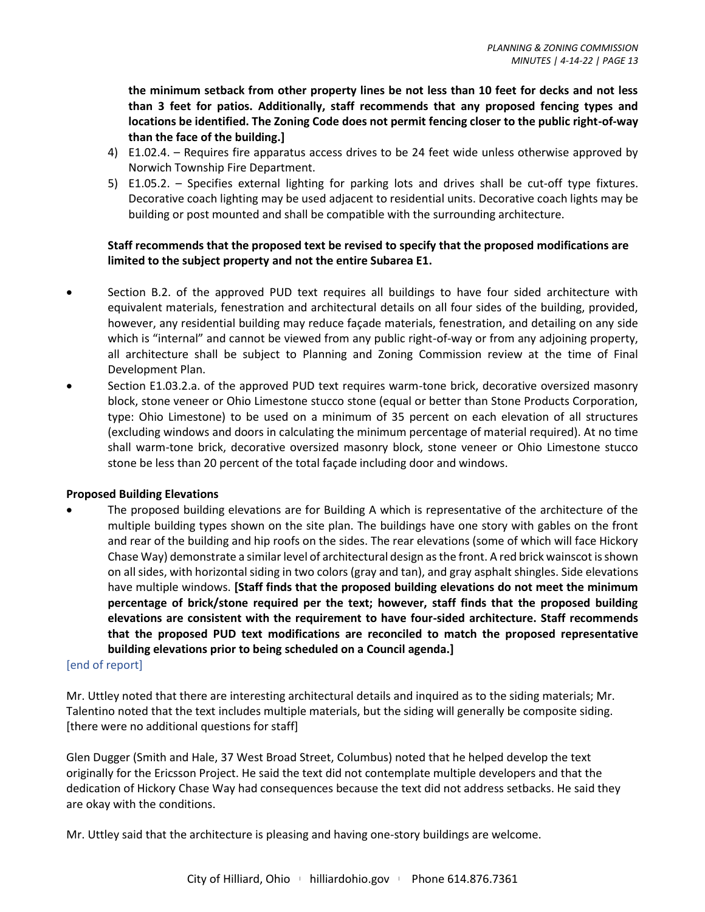**the minimum setback from other property lines be not less than 10 feet for decks and not less than 3 feet for patios. Additionally, staff recommends that any proposed fencing types and locations be identified. The Zoning Code does not permit fencing closer to the public right-of-way than the face of the building.]**

4) E1.02.4. – Requires fire apparatus access drives to be 24 feet wide unless otherwise approved by Norwich Township Fire Department.
5) E1.05.2. – Specifies external lighting for parking lots and drives shall be cut-off type fixtures. Decorative coach lighting may be used adjacent to residential units. Decorative coach lights may be building or post mounted and shall be compatible with the surrounding architecture.

**Staff recommends that the proposed text be revised to specify that the proposed modifications are limited to the subject property and not the entire Subarea E1.**

- Section B.2. of the approved PUD text requires all buildings to have four sided architecture with equivalent materials, fenestration and architectural details on all four sides of the building, provided, however, any residential building may reduce façade materials, fenestration, and detailing on any side which is "internal" and cannot be viewed from any public right-of-way or from any adjoining property, all architecture shall be subject to Planning and Zoning Commission review at the time of Final Development Plan.
- Section E1.03.2.a. of the approved PUD text requires warm-tone brick, decorative oversized masonry block, stone veneer or Ohio Limestone stucco stone (equal or better than Stone Products Corporation, type: Ohio Limestone) to be used on a minimum of 35 percent on each elevation of all structures (excluding windows and doors in calculating the minimum percentage of material required). At no time shall warm-tone brick, decorative oversized masonry block, stone veneer or Ohio Limestone stucco stone be less than 20 percent of the total façade including door and windows.

**Proposed Building Elevations**

- The proposed building elevations are for Building A which is representative of the architecture of the multiple building types shown on the site plan. The buildings have one story with gables on the front and rear of the building and hip roofs on the sides. The rear elevations (some of which will face Hickory Chase Way) demonstrate a similar level of architectural design as the front. A red brick wainscot is shown on all sides, with horizontal siding in two colors (gray and tan), and gray asphalt shingles. Side elevations have multiple windows. **[Staff finds that the proposed building elevations do not meet the minimum percentage of brick/stone required per the text; however, staff finds that the proposed building elevations are consistent with the requirement to have four-sided architecture. Staff recommends that the proposed PUD text modifications are reconciled to match the proposed representative building elevations prior to being scheduled on a Council agenda.]**

[end of report]

Mr. Uttley noted that there are interesting architectural details and inquired as to the siding materials; Mr. Talentino noted that the text includes multiple materials, but the siding will generally be composite siding. [there were no additional questions for staff]

Glen Dugger (Smith and Hale, 37 West Broad Street, Columbus) noted that he helped develop the text originally for the Ericsson Project. He said the text did not contemplate multiple developers and that the dedication of Hickory Chase Way had consequences because the text did not address setbacks. He said they are okay with the conditions.

Mr. Uttley said that the architecture is pleasing and having one-story buildings are welcome.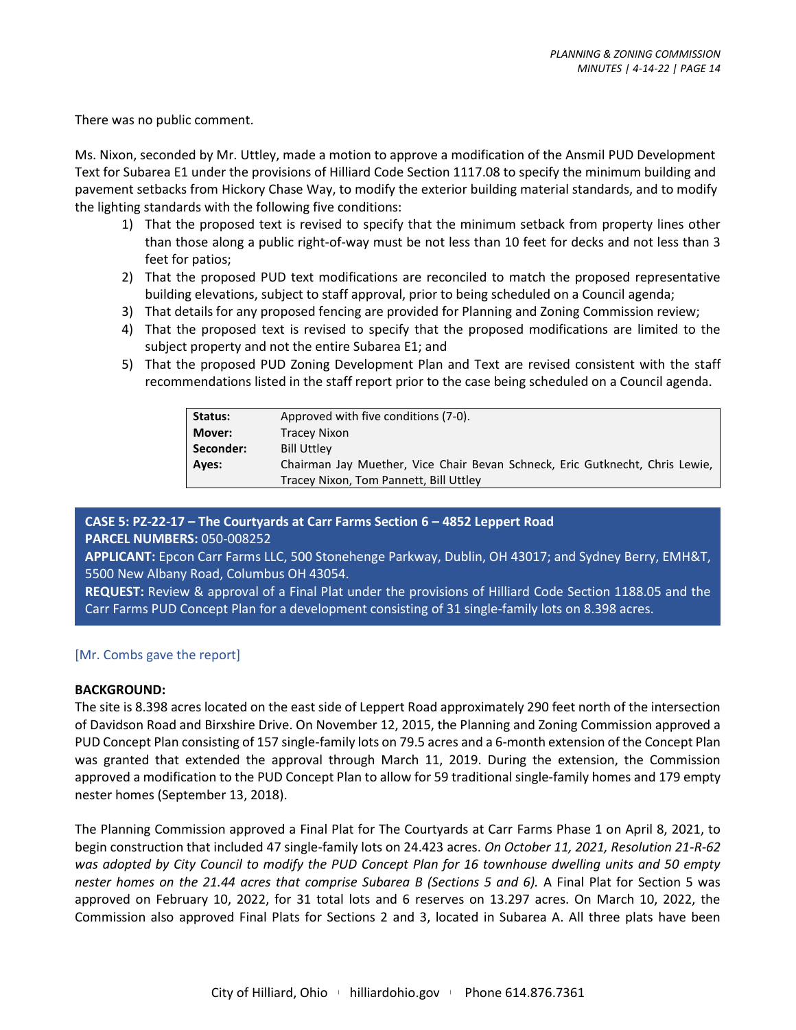There was no public comment.

Ms. Nixon, seconded by Mr. Uttley, made a motion to approve a modification of the Ansmil PUD Development Text for Subarea E1 under the provisions of Hilliard Code Section 1117.08 to specify the minimum building and pavement setbacks from Hickory Chase Way, to modify the exterior building material standards, and to modify the lighting standards with the following five conditions:

1) That the proposed text is revised to specify that the minimum setback from property lines other than those along a public right-of-way must be not less than 10 feet for decks and not less than 3 feet for patios;
2) That the proposed PUD text modifications are reconciled to match the proposed representative building elevations, subject to staff approval, prior to being scheduled on a Council agenda;
3) That details for any proposed fencing are provided for Planning and Zoning Commission review;
4) That the proposed text is revised to specify that the proposed modifications are limited to the subject property and not the entire Subarea E1; and
5) That the proposed PUD Zoning Development Plan and Text are revised consistent with the staff recommendations listed in the staff report prior to the case being scheduled on a Council agenda.

| | |
|---|---|
| **Status:** | Approved with five conditions (7-0). |
| **Mover:** | Tracey Nixon |
| **Seconder:** | Bill Uttley |
| **Ayes:** | Chairman Jay Muether, Vice Chair Bevan Schneck, Eric Gutknecht, Chris Lewie, Tracey Nixon, Tom Pannett, Bill Uttley |

## CASE 5: PZ-22-17 – The Courtyards at Carr Farms Section 6 – 4852 Leppert Road

**PARCEL NUMBERS:** 050-008252

**APPLICANT:** Epcon Carr Farms LLC, 500 Stonehenge Parkway, Dublin, OH 43017; and Sydney Berry, EMH&T, 5500 New Albany Road, Columbus OH 43054.

**REQUEST:** Review & approval of a Final Plat under the provisions of Hilliard Code Section 1188.05 and the Carr Farms PUD Concept Plan for a development consisting of 31 single-family lots on 8.398 acres.

[Mr. Combs gave the report]

**BACKGROUND:**

The site is 8.398 acres located on the east side of Leppert Road approximately 290 feet north of the intersection of Davidson Road and Birxshire Drive. On November 12, 2015, the Planning and Zoning Commission approved a PUD Concept Plan consisting of 157 single-family lots on 79.5 acres and a 6-month extension of the Concept Plan was granted that extended the approval through March 11, 2019. During the extension, the Commission approved a modification to the PUD Concept Plan to allow for 59 traditional single-family homes and 179 empty nester homes (September 13, 2018).

The Planning Commission approved a Final Plat for The Courtyards at Carr Farms Phase 1 on April 8, 2021, to begin construction that included 47 single-family lots on 24.423 acres. *On October 11, 2021, Resolution 21-R-62 was adopted by City Council to modify the PUD Concept Plan for 16 townhouse dwelling units and 50 empty nester homes on the 21.44 acres that comprise Subarea B (Sections 5 and 6).* A Final Plat for Section 5 was approved on February 10, 2022, for 31 total lots and 6 reserves on 13.297 acres. On March 10, 2022, the Commission also approved Final Plats for Sections 2 and 3, located in Subarea A. All three plats have been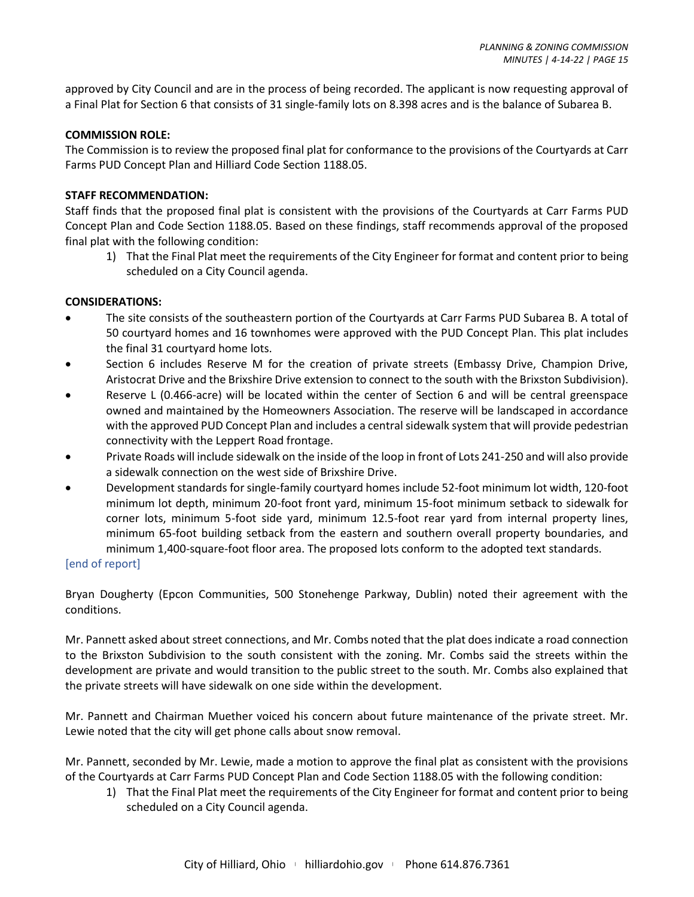approved by City Council and are in the process of being recorded. The applicant is now requesting approval of a Final Plat for Section 6 that consists of 31 single-family lots on 8.398 acres and is the balance of Subarea B.

**COMMISSION ROLE:**

The Commission is to review the proposed final plat for conformance to the provisions of the Courtyards at Carr Farms PUD Concept Plan and Hilliard Code Section 1188.05.

**STAFF RECOMMENDATION:**

Staff finds that the proposed final plat is consistent with the provisions of the Courtyards at Carr Farms PUD Concept Plan and Code Section 1188.05. Based on these findings, staff recommends approval of the proposed final plat with the following condition:

1) That the Final Plat meet the requirements of the City Engineer for format and content prior to being scheduled on a City Council agenda.

**CONSIDERATIONS:**

- The site consists of the southeastern portion of the Courtyards at Carr Farms PUD Subarea B. A total of 50 courtyard homes and 16 townhomes were approved with the PUD Concept Plan. This plat includes the final 31 courtyard home lots.
- Section 6 includes Reserve M for the creation of private streets (Embassy Drive, Champion Drive, Aristocrat Drive and the Brixshire Drive extension to connect to the south with the Brixston Subdivision).
- Reserve L (0.466-acre) will be located within the center of Section 6 and will be central greenspace owned and maintained by the Homeowners Association. The reserve will be landscaped in accordance with the approved PUD Concept Plan and includes a central sidewalk system that will provide pedestrian connectivity with the Leppert Road frontage.
- Private Roads will include sidewalk on the inside of the loop in front of Lots 241-250 and will also provide a sidewalk connection on the west side of Brixshire Drive.
- Development standards for single-family courtyard homes include 52-foot minimum lot width, 120-foot minimum lot depth, minimum 20-foot front yard, minimum 15-foot minimum setback to sidewalk for corner lots, minimum 5-foot side yard, minimum 12.5-foot rear yard from internal property lines, minimum 65-foot building setback from the eastern and southern overall property boundaries, and minimum 1,400-square-foot floor area. The proposed lots conform to the adopted text standards.

[end of report]

Bryan Dougherty (Epcon Communities, 500 Stonehenge Parkway, Dublin) noted their agreement with the conditions.

Mr. Pannett asked about street connections, and Mr. Combs noted that the plat does indicate a road connection to the Brixston Subdivision to the south consistent with the zoning. Mr. Combs said the streets within the development are private and would transition to the public street to the south. Mr. Combs also explained that the private streets will have sidewalk on one side within the development.

Mr. Pannett and Chairman Muether voiced his concern about future maintenance of the private street. Mr. Lewie noted that the city will get phone calls about snow removal.

Mr. Pannett, seconded by Mr. Lewie, made a motion to approve the final plat as consistent with the provisions of the Courtyards at Carr Farms PUD Concept Plan and Code Section 1188.05 with the following condition:

1) That the Final Plat meet the requirements of the City Engineer for format and content prior to being scheduled on a City Council agenda.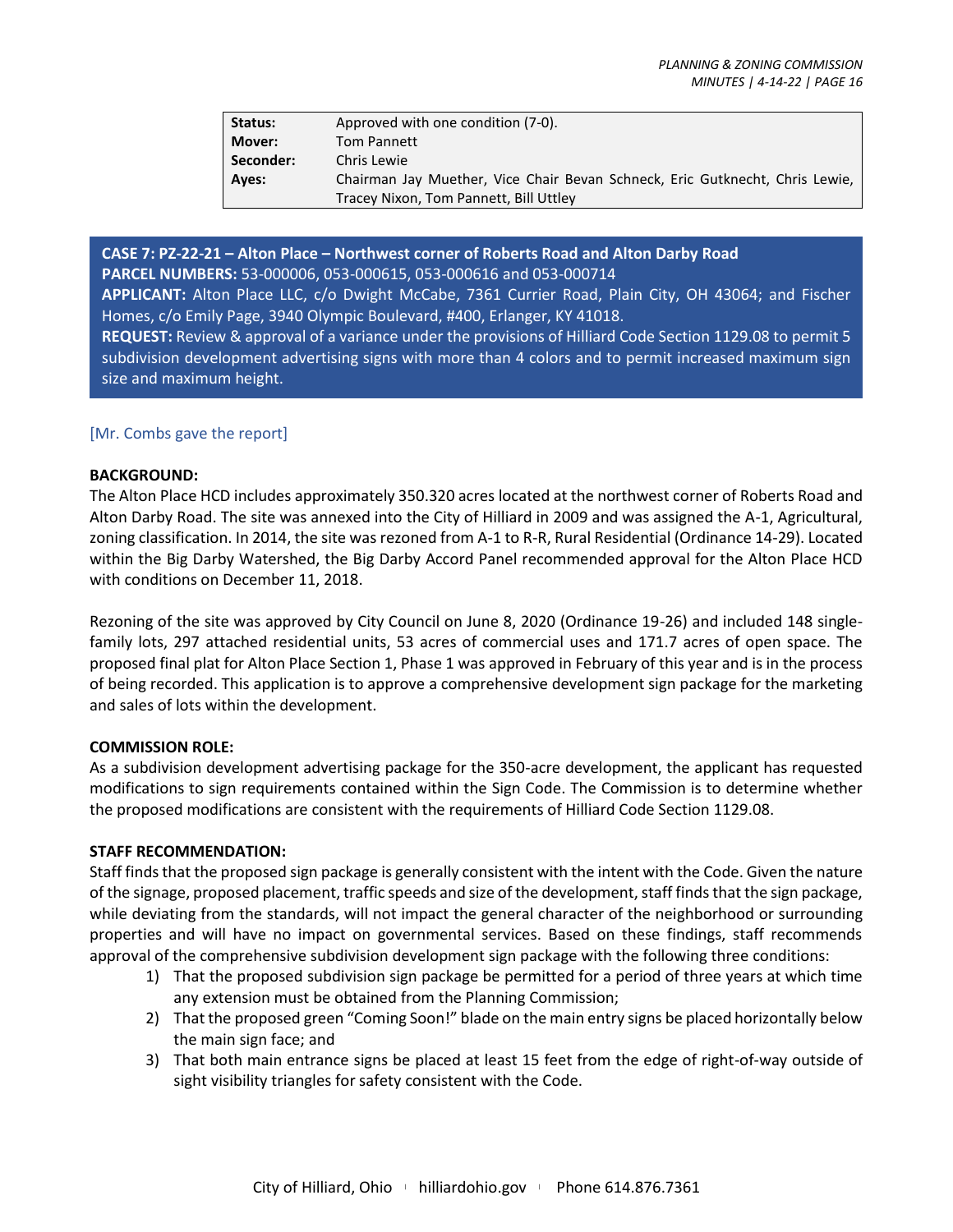| Status: | Approved with one condition (7-0). |
|---|---|
| Mover: | Tom Pannett |
| Seconder: | Chris Lewie |
| Ayes: | Chairman Jay Muether, Vice Chair Bevan Schneck, Eric Gutknecht, Chris Lewie, Tracey Nixon, Tom Pannett, Bill Uttley |

**CASE 7: PZ-22-21 – Alton Place – Northwest corner of Roberts Road and Alton Darby Road**
**PARCEL NUMBERS:** 53-000006, 053-000615, 053-000616 and 053-000714
**APPLICANT:** Alton Place LLC, c/o Dwight McCabe, 7361 Currier Road, Plain City, OH 43064; and Fischer Homes, c/o Emily Page, 3940 Olympic Boulevard, #400, Erlanger, KY 41018.
**REQUEST:** Review & approval of a variance under the provisions of Hilliard Code Section 1129.08 to permit 5 subdivision development advertising signs with more than 4 colors and to permit increased maximum sign size and maximum height.

[Mr. Combs gave the report]

**BACKGROUND:**
The Alton Place HCD includes approximately 350.320 acres located at the northwest corner of Roberts Road and Alton Darby Road. The site was annexed into the City of Hilliard in 2009 and was assigned the A-1, Agricultural, zoning classification. In 2014, the site was rezoned from A-1 to R-R, Rural Residential (Ordinance 14-29). Located within the Big Darby Watershed, the Big Darby Accord Panel recommended approval for the Alton Place HCD with conditions on December 11, 2018.

Rezoning of the site was approved by City Council on June 8, 2020 (Ordinance 19-26) and included 148 single-family lots, 297 attached residential units, 53 acres of commercial uses and 171.7 acres of open space. The proposed final plat for Alton Place Section 1, Phase 1 was approved in February of this year and is in the process of being recorded. This application is to approve a comprehensive development sign package for the marketing and sales of lots within the development.

**COMMISSION ROLE:**
As a subdivision development advertising package for the 350-acre development, the applicant has requested modifications to sign requirements contained within the Sign Code. The Commission is to determine whether the proposed modifications are consistent with the requirements of Hilliard Code Section 1129.08.

**STAFF RECOMMENDATION:**
Staff finds that the proposed sign package is generally consistent with the intent with the Code. Given the nature of the signage, proposed placement, traffic speeds and size of the development, staff finds that the sign package, while deviating from the standards, will not impact the general character of the neighborhood or surrounding properties and will have no impact on governmental services. Based on these findings, staff recommends approval of the comprehensive subdivision development sign package with the following three conditions:

1) That the proposed subdivision sign package be permitted for a period of three years at which time any extension must be obtained from the Planning Commission;
2) That the proposed green "Coming Soon!" blade on the main entry signs be placed horizontally below the main sign face; and
3) That both main entrance signs be placed at least 15 feet from the edge of right-of-way outside of sight visibility triangles for safety consistent with the Code.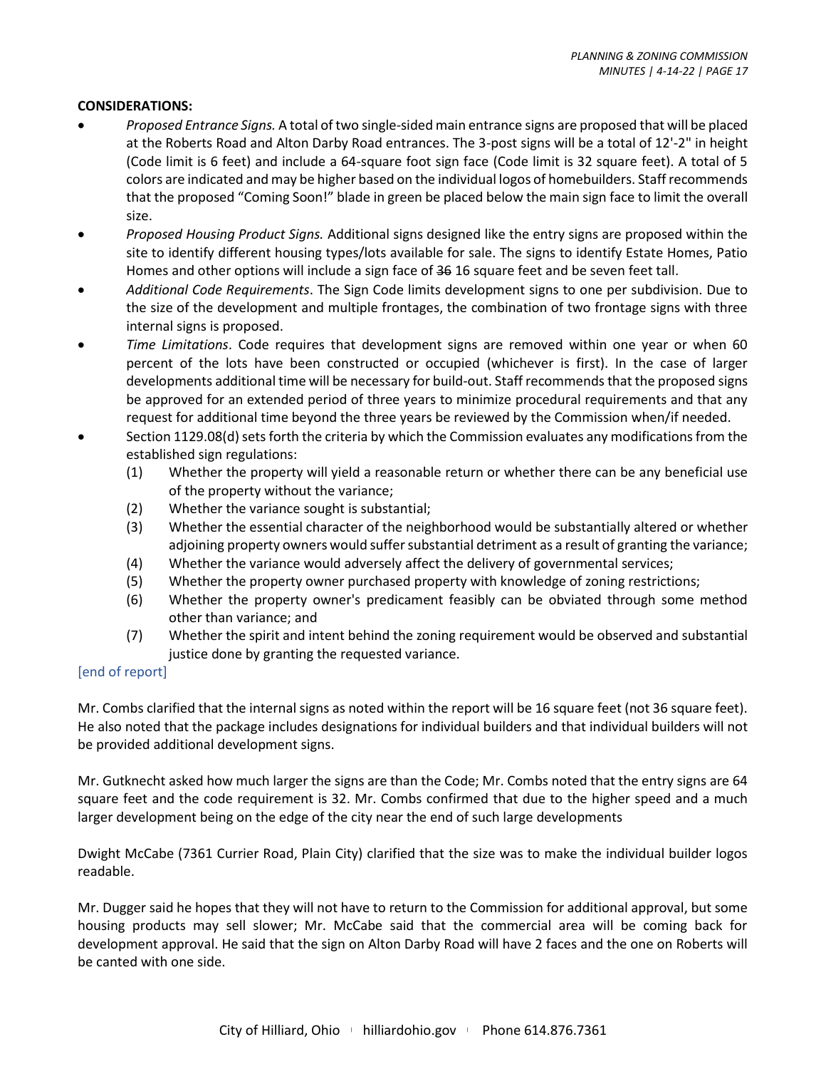**CONSIDERATIONS:**

- *Proposed Entrance Signs.* A total of two single-sided main entrance signs are proposed that will be placed at the Roberts Road and Alton Darby Road entrances. The 3-post signs will be a total of 12'-2" in height (Code limit is 6 feet) and include a 64-square foot sign face (Code limit is 32 square feet). A total of 5 colors are indicated and may be higher based on the individual logos of homebuilders. Staff recommends that the proposed "Coming Soon!" blade in green be placed below the main sign face to limit the overall size.
- *Proposed Housing Product Signs.* Additional signs designed like the entry signs are proposed within the site to identify different housing types/lots available for sale. The signs to identify Estate Homes, Patio Homes and other options will include a sign face of ~~36~~ 16 square feet and be seven feet tall.
- *Additional Code Requirements*. The Sign Code limits development signs to one per subdivision. Due to the size of the development and multiple frontages, the combination of two frontage signs with three internal signs is proposed.
- *Time Limitations*. Code requires that development signs are removed within one year or when 60 percent of the lots have been constructed or occupied (whichever is first). In the case of larger developments additional time will be necessary for build-out. Staff recommends that the proposed signs be approved for an extended period of three years to minimize procedural requirements and that any request for additional time beyond the three years be reviewed by the Commission when/if needed.
- Section 1129.08(d) sets forth the criteria by which the Commission evaluates any modifications from the established sign regulations:
  (1) Whether the property will yield a reasonable return or whether there can be any beneficial use of the property without the variance;
  (2) Whether the variance sought is substantial;
  (3) Whether the essential character of the neighborhood would be substantially altered or whether adjoining property owners would suffer substantial detriment as a result of granting the variance;
  (4) Whether the variance would adversely affect the delivery of governmental services;
  (5) Whether the property owner purchased property with knowledge of zoning restrictions;
  (6) Whether the property owner's predicament feasibly can be obviated through some method other than variance; and
  (7) Whether the spirit and intent behind the zoning requirement would be observed and substantial justice done by granting the requested variance.

[end of report]

Mr. Combs clarified that the internal signs as noted within the report will be 16 square feet (not 36 square feet). He also noted that the package includes designations for individual builders and that individual builders will not be provided additional development signs.

Mr. Gutknecht asked how much larger the signs are than the Code; Mr. Combs noted that the entry signs are 64 square feet and the code requirement is 32. Mr. Combs confirmed that due to the higher speed and a much larger development being on the edge of the city near the end of such large developments

Dwight McCabe (7361 Currier Road, Plain City) clarified that the size was to make the individual builder logos readable.

Mr. Dugger said he hopes that they will not have to return to the Commission for additional approval, but some housing products may sell slower; Mr. McCabe said that the commercial area will be coming back for development approval. He said that the sign on Alton Darby Road will have 2 faces and the one on Roberts will be canted with one side.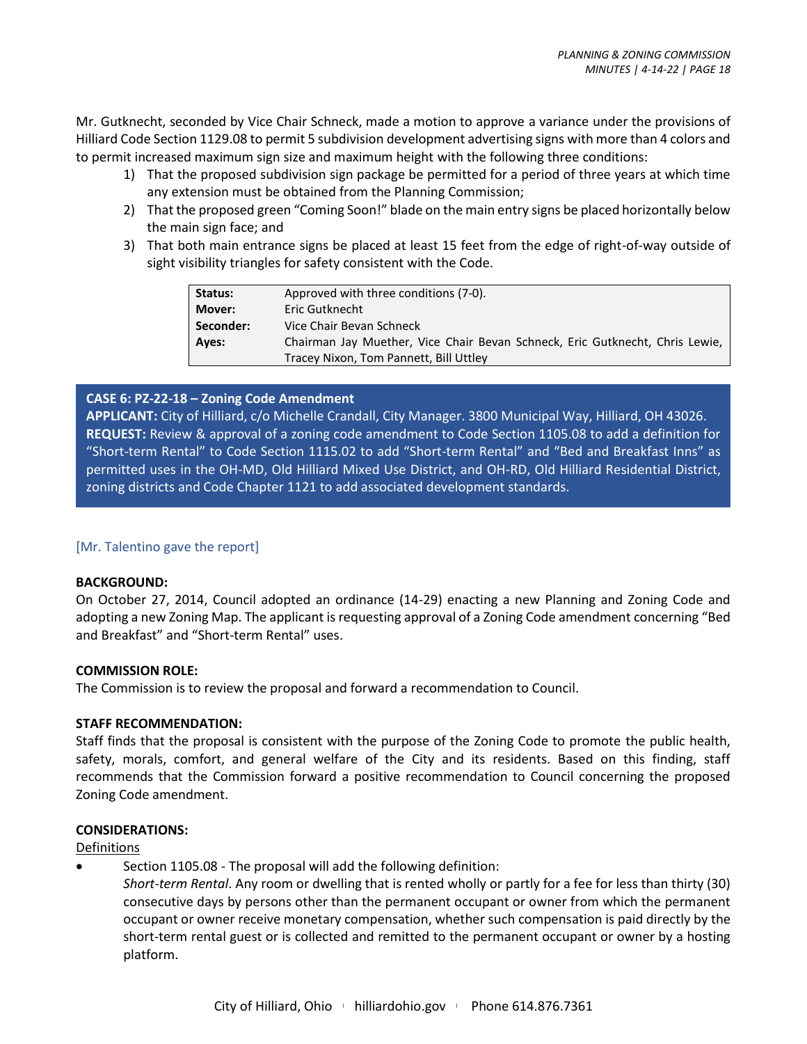Mr. Gutknecht, seconded by Vice Chair Schneck, made a motion to approve a variance under the provisions of Hilliard Code Section 1129.08 to permit 5 subdivision development advertising signs with more than 4 colors and to permit increased maximum sign size and maximum height with the following three conditions:

1) That the proposed subdivision sign package be permitted for a period of three years at which time any extension must be obtained from the Planning Commission;
2) That the proposed green "Coming Soon!" blade on the main entry signs be placed horizontally below the main sign face; and
3) That both main entrance signs be placed at least 15 feet from the edge of right-of-way outside of sight visibility triangles for safety consistent with the Code.

| | |
|---|---|
| **Status:** | Approved with three conditions (7-0). |
| **Mover:** | Eric Gutknecht |
| **Seconder:** | Vice Chair Bevan Schneck |
| **Ayes:** | Chairman Jay Muether, Vice Chair Bevan Schneck, Eric Gutknecht, Chris Lewie, Tracey Nixon, Tom Pannett, Bill Uttley |

**CASE 6: PZ-22-18 – Zoning Code Amendment**
**APPLICANT:** City of Hilliard, c/o Michelle Crandall, City Manager. 3800 Municipal Way, Hilliard, OH 43026.
**REQUEST:** Review & approval of a zoning code amendment to Code Section 1105.08 to add a definition for "Short-term Rental" to Code Section 1115.02 to add "Short-term Rental" and "Bed and Breakfast Inns" as permitted uses in the OH-MD, Old Hilliard Mixed Use District, and OH-RD, Old Hilliard Residential District, zoning districts and Code Chapter 1121 to add associated development standards.

[Mr. Talentino gave the report]

**BACKGROUND:**
On October 27, 2014, Council adopted an ordinance (14-29) enacting a new Planning and Zoning Code and adopting a new Zoning Map. The applicant is requesting approval of a Zoning Code amendment concerning "Bed and Breakfast" and "Short-term Rental" uses.

**COMMISSION ROLE:**
The Commission is to review the proposal and forward a recommendation to Council.

**STAFF RECOMMENDATION:**
Staff finds that the proposal is consistent with the purpose of the Zoning Code to promote the public health, safety, morals, comfort, and general welfare of the City and its residents. Based on this finding, staff recommends that the Commission forward a positive recommendation to Council concerning the proposed Zoning Code amendment.

**CONSIDERATIONS:**
Definitions

- Section 1105.08 - The proposal will add the following definition:
  *Short-term Rental*. Any room or dwelling that is rented wholly or partly for a fee for less than thirty (30) consecutive days by persons other than the permanent occupant or owner from which the permanent occupant or owner receive monetary compensation, whether such compensation is paid directly by the short-term rental guest or is collected and remitted to the permanent occupant or owner by a hosting platform.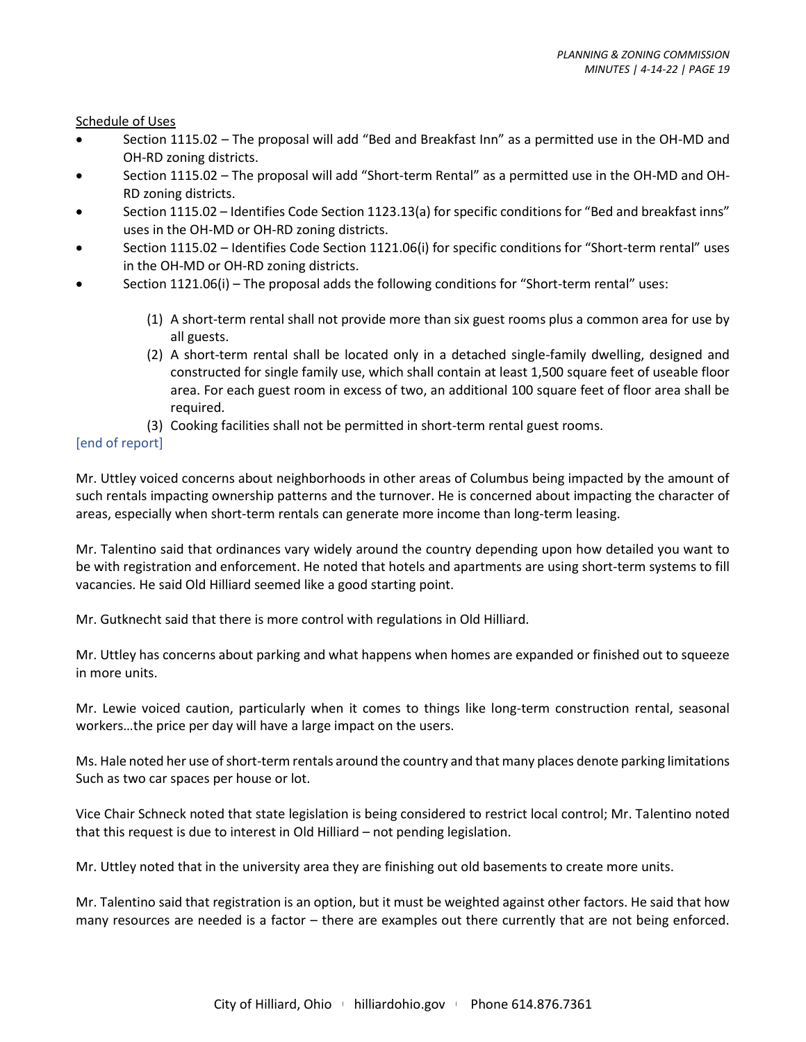Schedule of Uses

- Section 1115.02 – The proposal will add "Bed and Breakfast Inn" as a permitted use in the OH-MD and OH-RD zoning districts.
- Section 1115.02 – The proposal will add "Short-term Rental" as a permitted use in the OH-MD and OH-RD zoning districts.
- Section 1115.02 – Identifies Code Section 1123.13(a) for specific conditions for "Bed and breakfast inns" uses in the OH-MD or OH-RD zoning districts.
- Section 1115.02 – Identifies Code Section 1121.06(i) for specific conditions for "Short-term rental" uses in the OH-MD or OH-RD zoning districts.
- Section 1121.06(i) – The proposal adds the following conditions for "Short-term rental" uses:

    (1) A short-term rental shall not provide more than six guest rooms plus a common area for use by all guests.
    (2) A short-term rental shall be located only in a detached single-family dwelling, designed and constructed for single family use, which shall contain at least 1,500 square feet of useable floor area. For each guest room in excess of two, an additional 100 square feet of floor area shall be required.
    (3) Cooking facilities shall not be permitted in short-term rental guest rooms.

[end of report]

Mr. Uttley voiced concerns about neighborhoods in other areas of Columbus being impacted by the amount of such rentals impacting ownership patterns and the turnover. He is concerned about impacting the character of areas, especially when short-term rentals can generate more income than long-term leasing.

Mr. Talentino said that ordinances vary widely around the country depending upon how detailed you want to be with registration and enforcement. He noted that hotels and apartments are using short-term systems to fill vacancies. He said Old Hilliard seemed like a good starting point.

Mr. Gutknecht said that there is more control with regulations in Old Hilliard.

Mr. Uttley has concerns about parking and what happens when homes are expanded or finished out to squeeze in more units.

Mr. Lewie voiced caution, particularly when it comes to things like long-term construction rental, seasonal workers…the price per day will have a large impact on the users.

Ms. Hale noted her use of short-term rentals around the country and that many places denote parking limitations Such as two car spaces per house or lot.

Vice Chair Schneck noted that state legislation is being considered to restrict local control; Mr. Talentino noted that this request is due to interest in Old Hilliard – not pending legislation.

Mr. Uttley noted that in the university area they are finishing out old basements to create more units.

Mr. Talentino said that registration is an option, but it must be weighted against other factors. He said that how many resources are needed is a factor – there are examples out there currently that are not being enforced.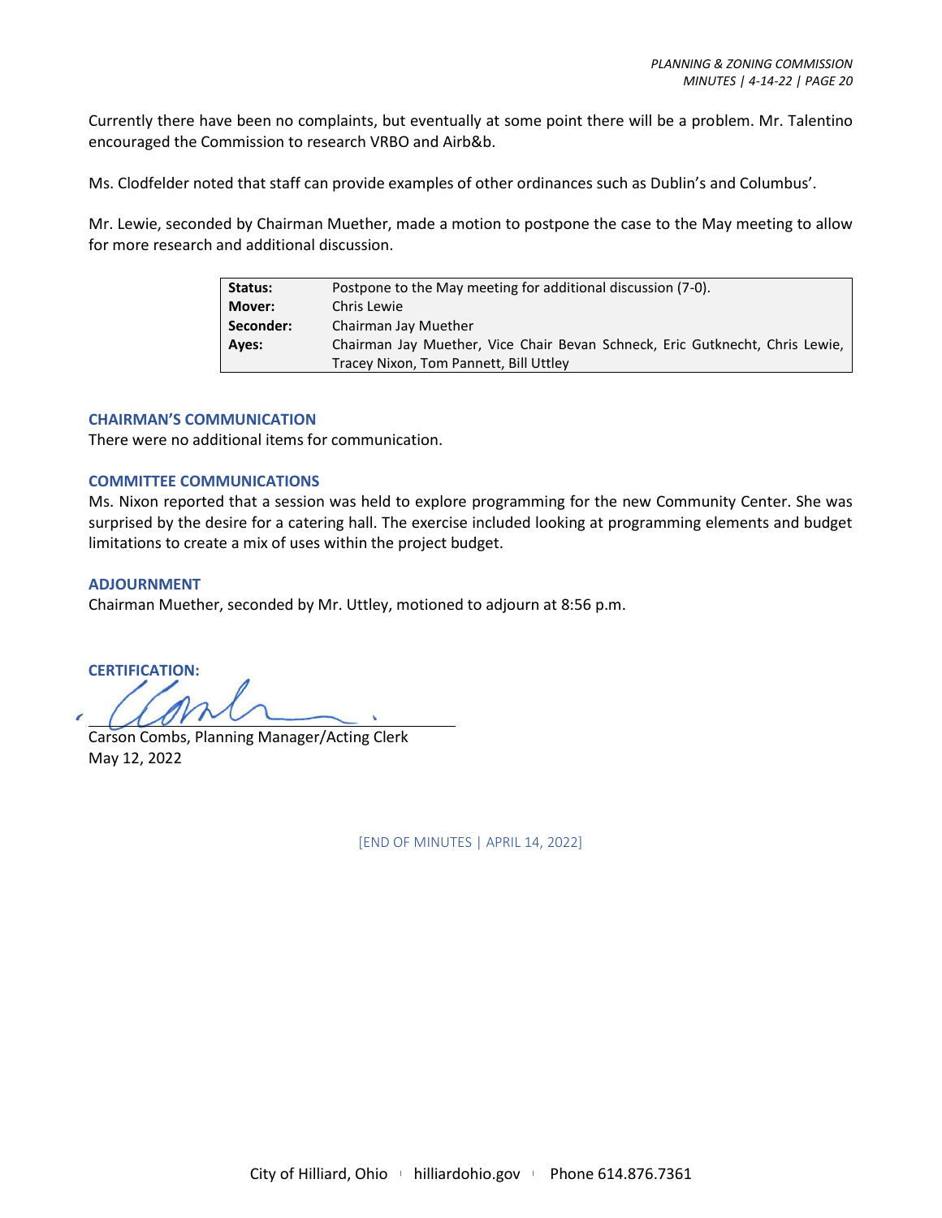Currently there have been no complaints, but eventually at some point there will be a problem. Mr. Talentino encouraged the Commission to research VRBO and Airb&b.

Ms. Clodfelder noted that staff can provide examples of other ordinances such as Dublin's and Columbus'.

Mr. Lewie, seconded by Chairman Muether, made a motion to postpone the case to the May meeting to allow for more research and additional discussion.

| | |
|---|---|
| **Status:** | Postpone to the May meeting for additional discussion (7-0). |
| **Mover:** | Chris Lewie |
| **Seconder:** | Chairman Jay Muether |
| **Ayes:** | Chairman Jay Muether, Vice Chair Bevan Schneck, Eric Gutknecht, Chris Lewie, Tracey Nixon, Tom Pannett, Bill Uttley |

## CHAIRMAN'S COMMUNICATION

There were no additional items for communication.

## COMMITTEE COMMUNICATIONS

Ms. Nixon reported that a session was held to explore programming for the new Community Center. She was surprised by the desire for a catering hall. The exercise included looking at programming elements and budget limitations to create a mix of uses within the project budget.

## ADJOURNMENT

Chairman Muether, seconded by Mr. Uttley, motioned to adjourn at 8:56 p.m.

**CERTIFICATION:**

Carson Combs, Planning Manager/Acting Clerk
May 12, 2022

[END OF MINUTES | APRIL 14, 2022]